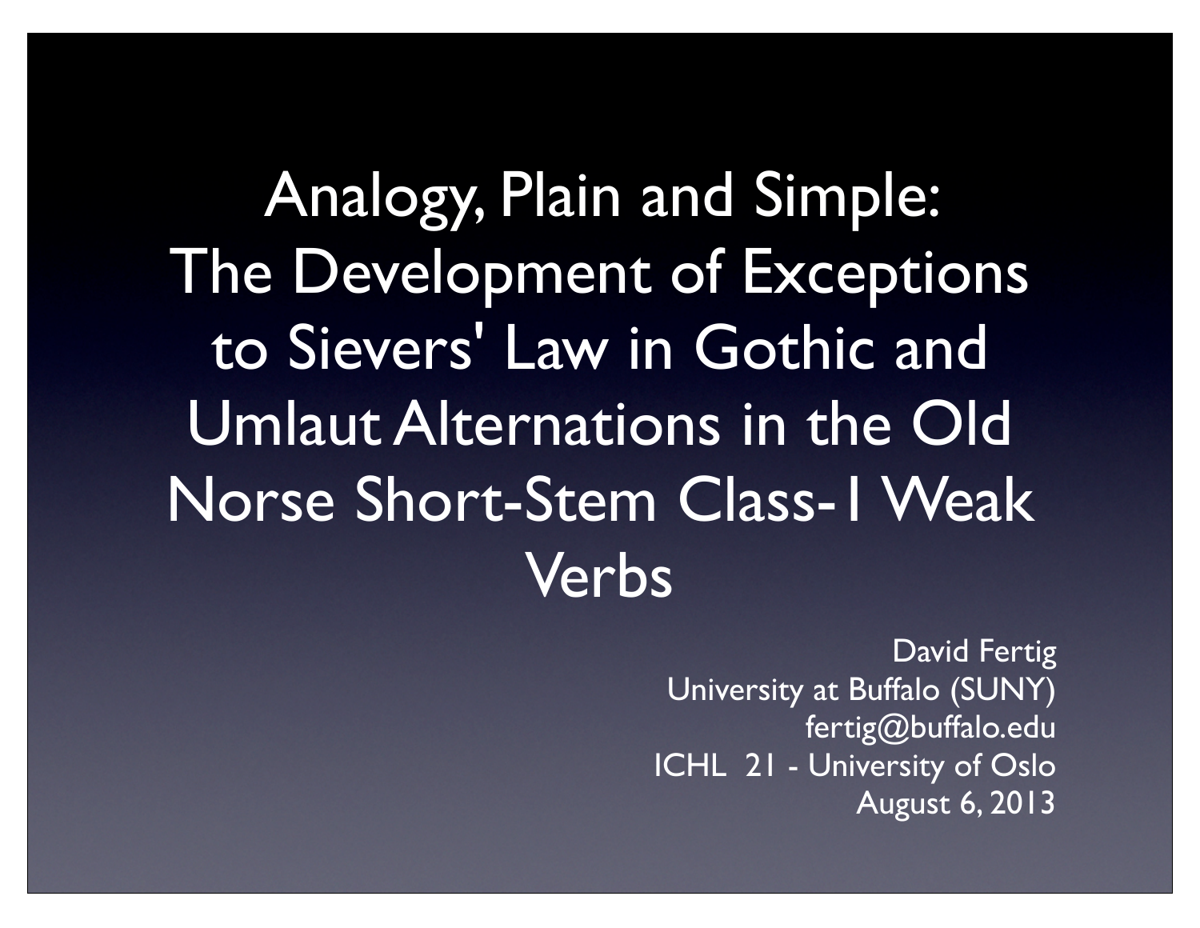# Analogy, Plain and Simple: The Development of Exceptions to Sievers' Law in Gothic and Umlaut Alternations in the Old Norse Short-Stem Class-1 Weak Verbs

David Fertig
University at Buffalo (SUNY)
fertig@buffalo.edu
ICHL 21 - University of Oslo
August 6, 2013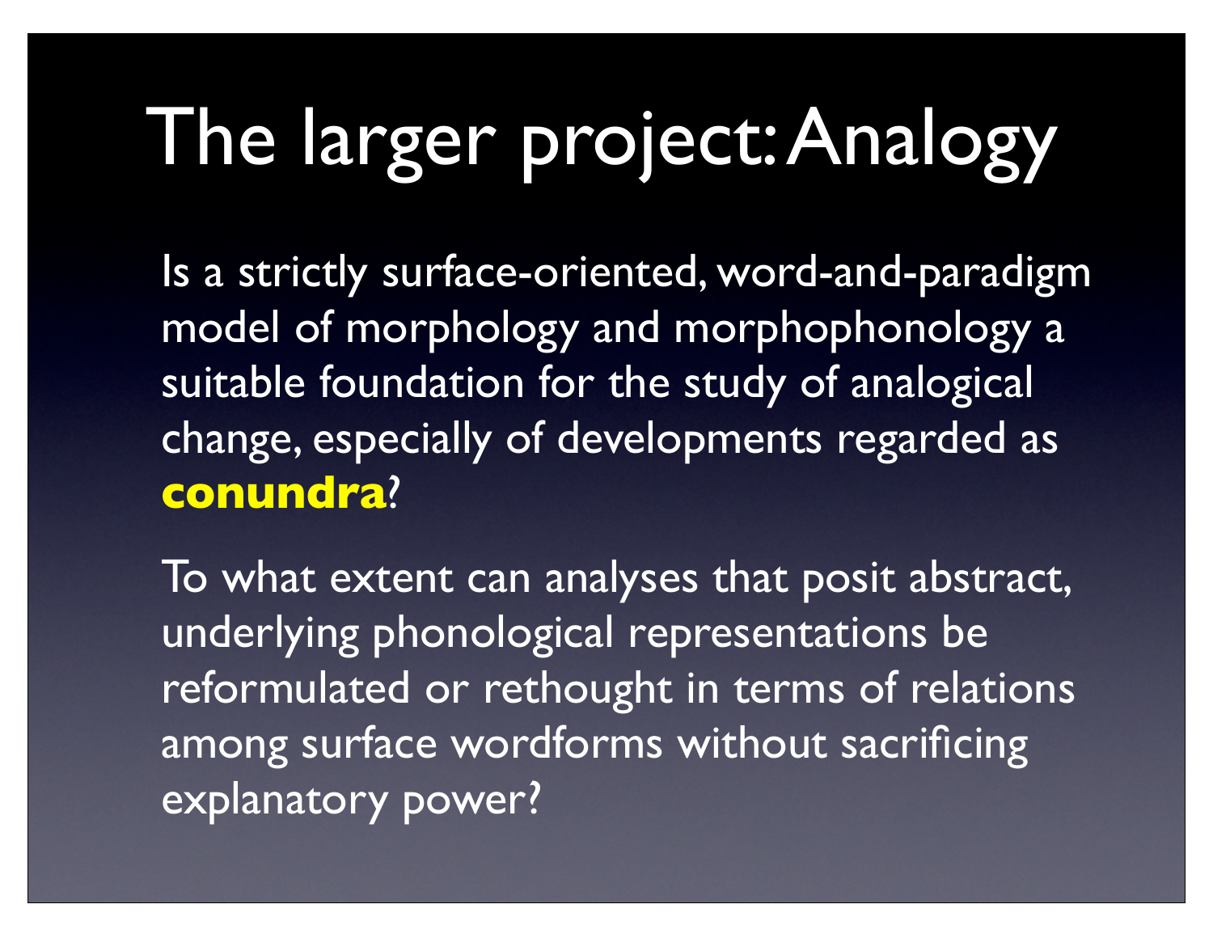# The larger project: Analogy

Is a strictly surface-oriented, word-and-paradigm model of morphology and morphophonology a suitable foundation for the study of analogical change, especially of developments regarded as **conundra**?

To what extent can analyses that posit abstract, underlying phonological representations be reformulated or rethought in terms of relations among surface wordforms without sacrificing explanatory power?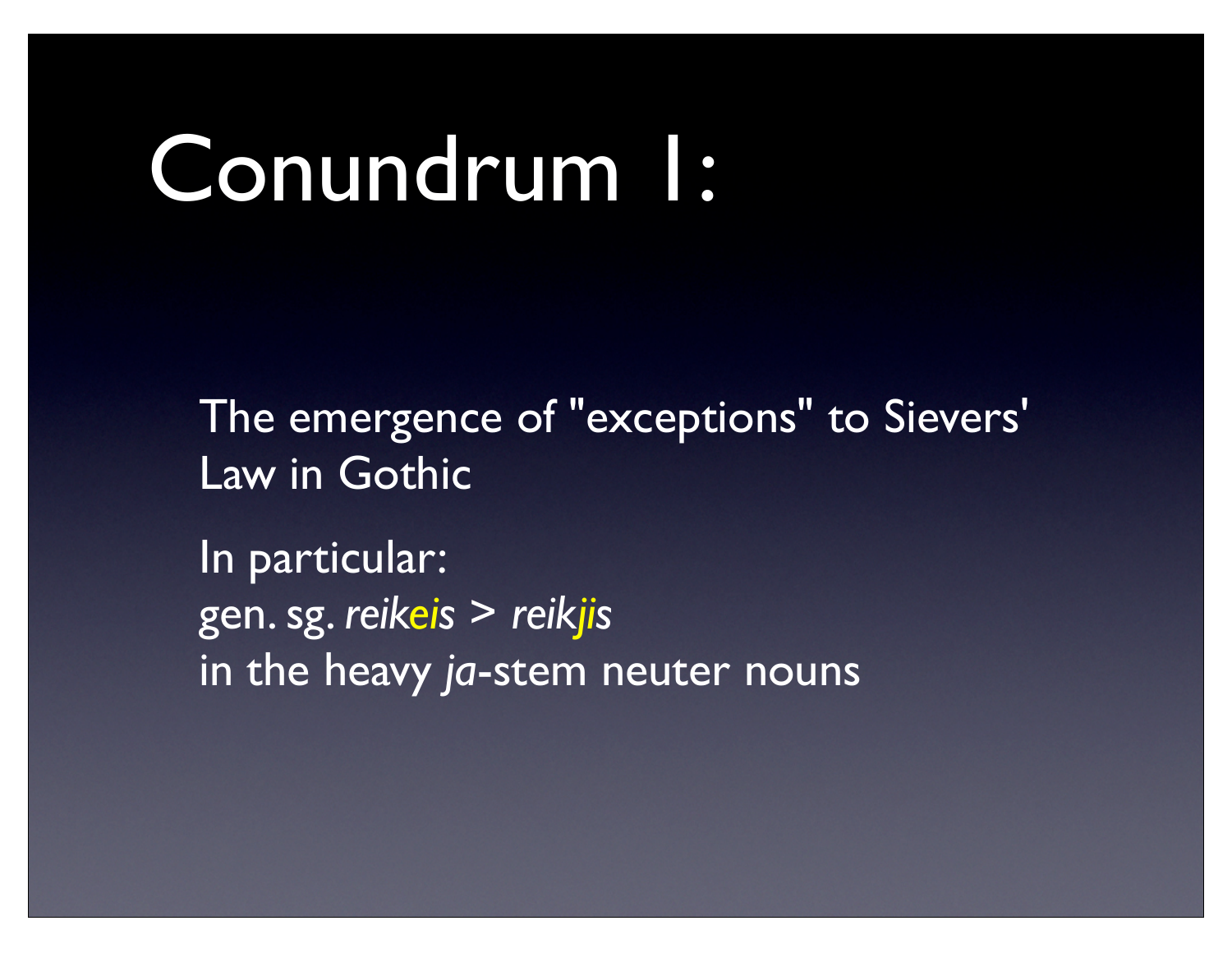# Conundrum 1:

The emergence of "exceptions" to Sievers' Law in Gothic

In particular:
gen. sg. *reikeis* > *reikjis*
in the heavy *ja*-stem neuter nouns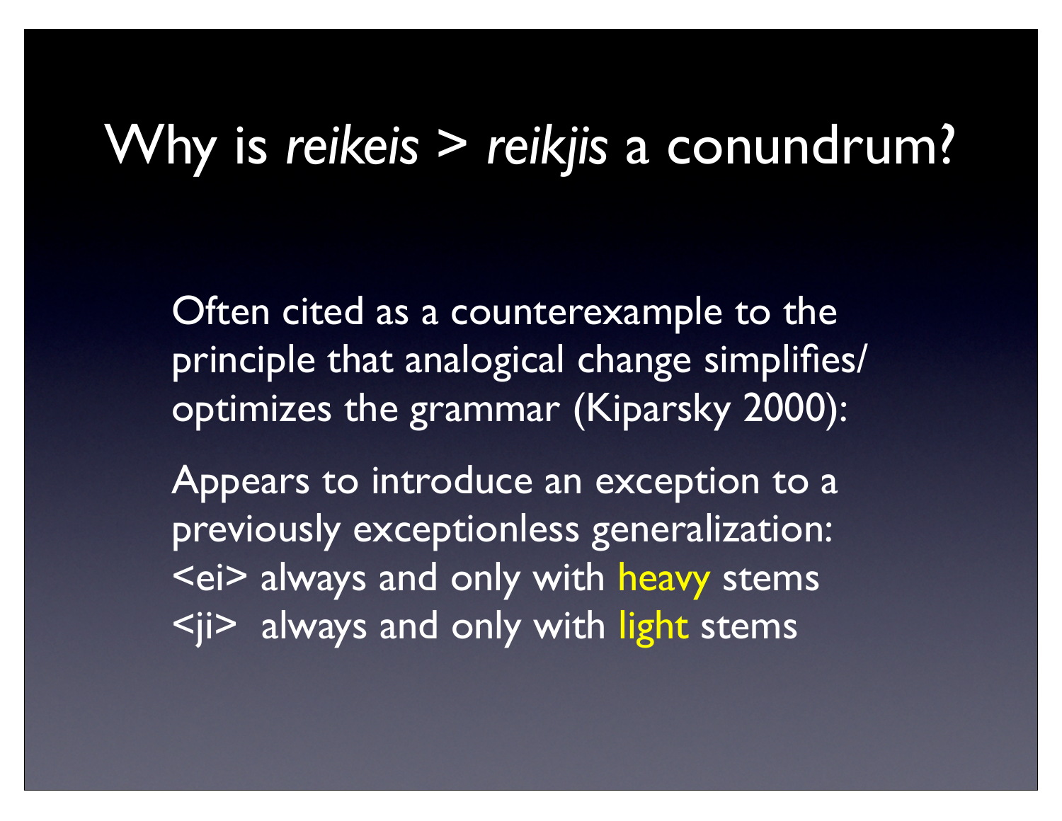# Why is *reikeis* > *reikjis* a conundrum?

Often cited as a counterexample to the principle that analogical change simplifies/optimizes the grammar (Kiparsky 2000):

Appears to introduce an exception to a previously exceptionless generalization:
<ei> always and only with heavy stems
<ji> always and only with light stems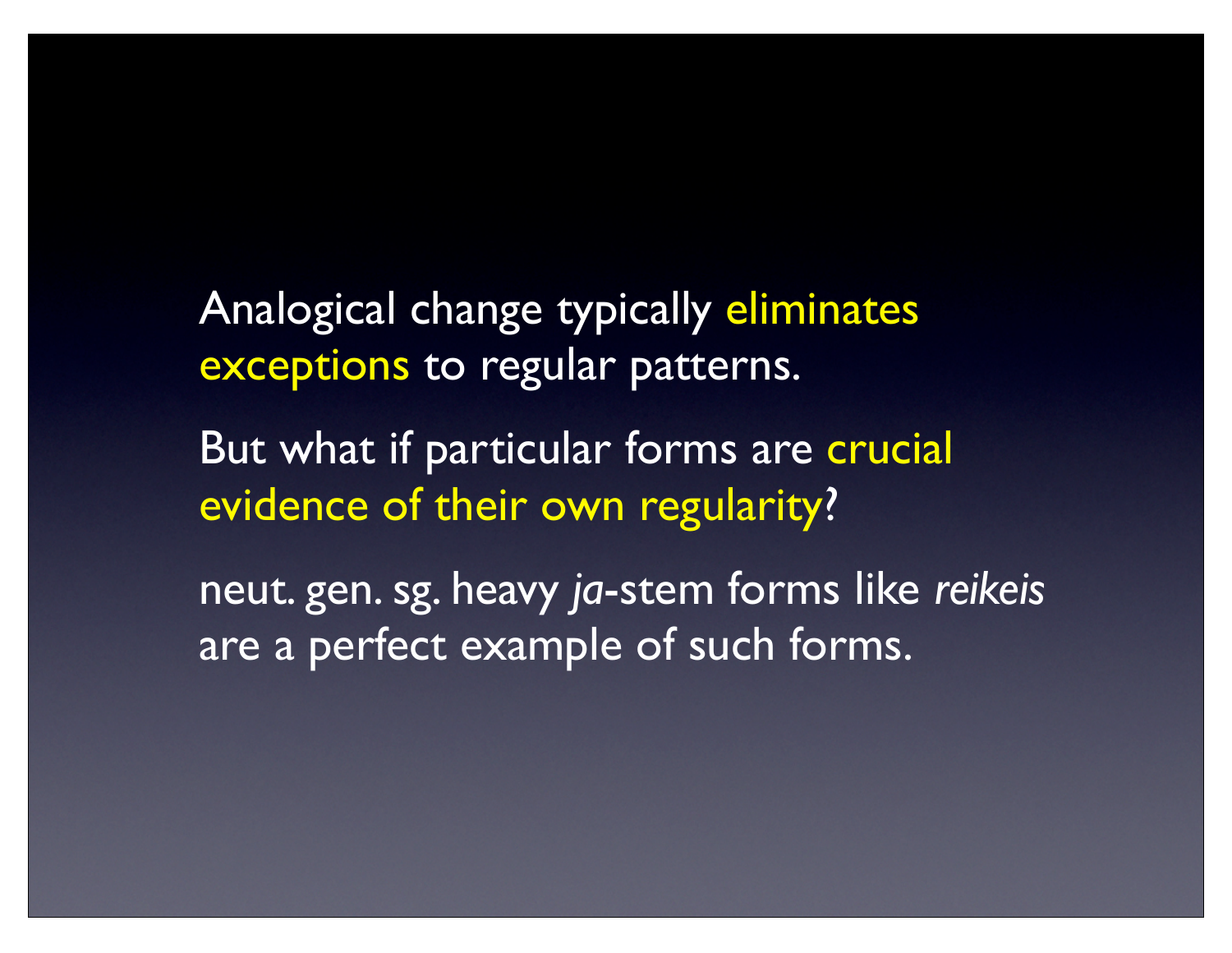Analogical change typically eliminates exceptions to regular patterns.

But what if particular forms are crucial evidence of their own regularity?

neut. gen. sg. heavy *ja*-stem forms like *reikeis* are a perfect example of such forms.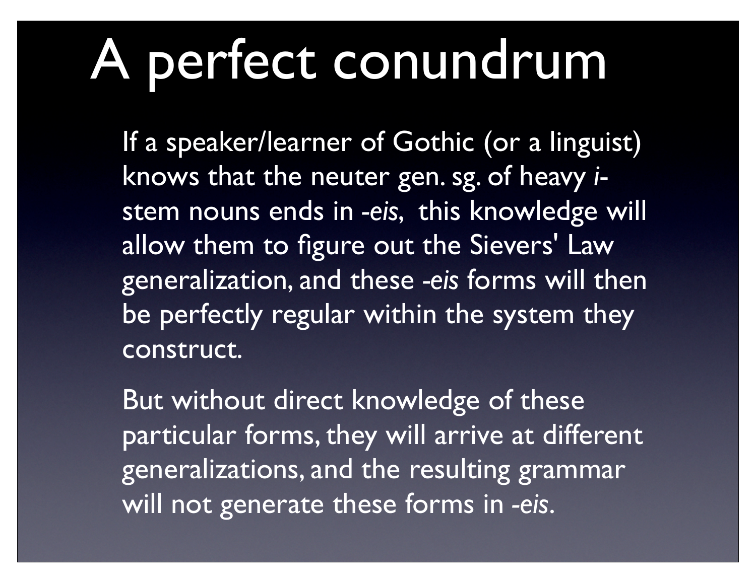# A perfect conundrum

If a speaker/learner of Gothic (or a linguist) knows that the neuter gen. sg. of heavy *i*-stem nouns ends in *-eis*, this knowledge will allow them to figure out the Sievers' Law generalization, and these *-eis* forms will then be perfectly regular within the system they construct.

But without direct knowledge of these particular forms, they will arrive at different generalizations, and the resulting grammar will not generate these forms in *-eis*.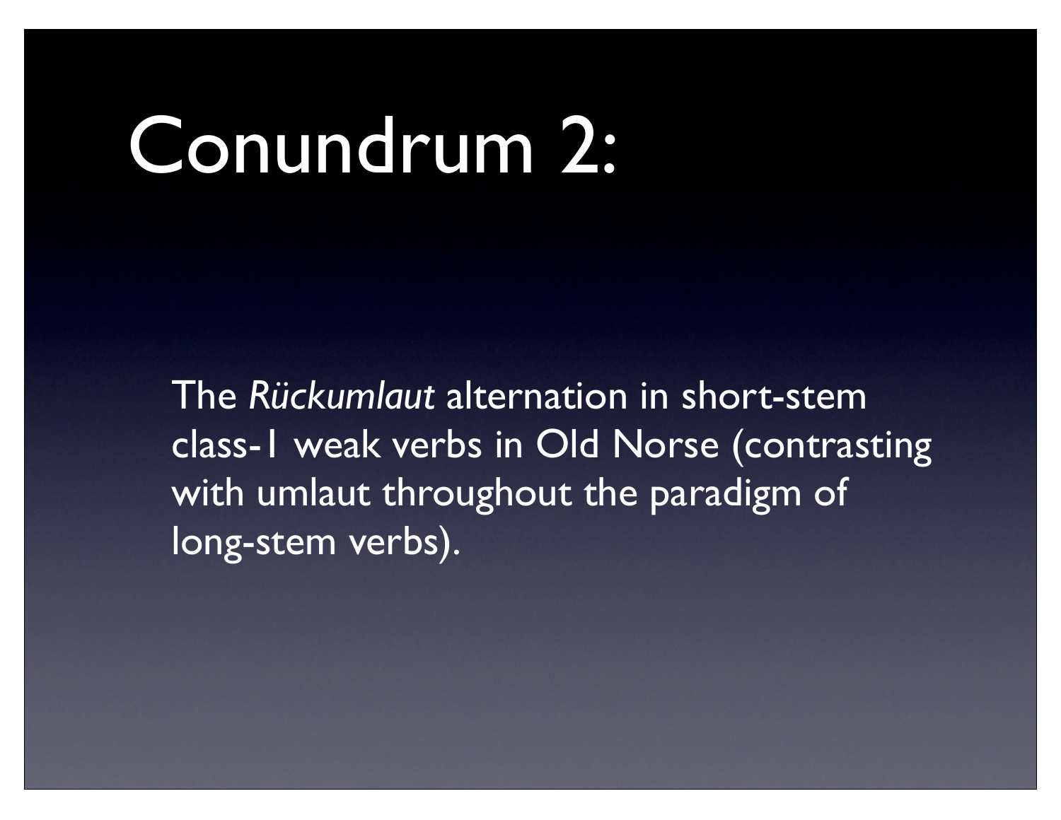# Conundrum 2:

The *Rückumlaut* alternation in short-stem class-1 weak verbs in Old Norse (contrasting with umlaut throughout the paradigm of long-stem verbs).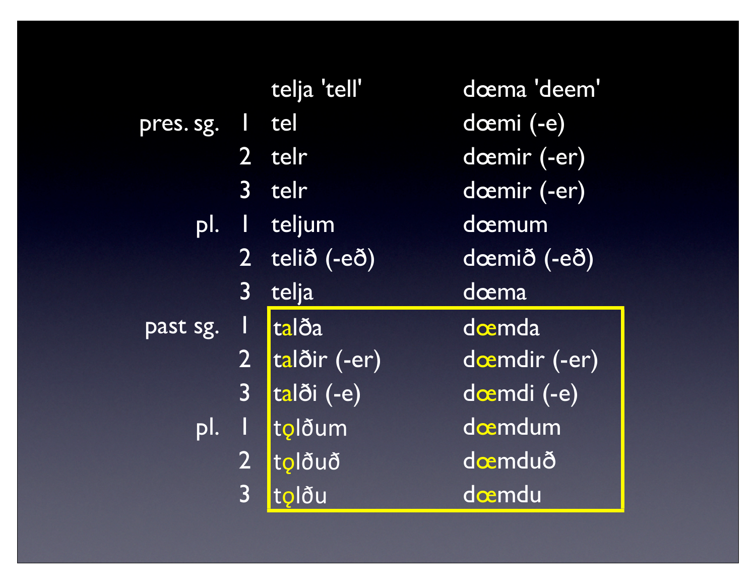| | | telja 'tell' | dœma 'deem' |
|---|---|---|---|
| pres. sg. | 1 | tel | dœmi (-e) |
| | 2 | telr | dœmir (-er) |
| | 3 | telr | dœmir (-er) |
| pl. | 1 | teljum | dœmum |
| | 2 | telið (-eð) | dœmið (-eð) |
| | 3 | telja | dœma |
| past sg. | 1 | talða | dœmda |
| | 2 | talðir (-er) | dœmdir (-er) |
| | 3 | talði (-e) | dœmdi (-e) |
| pl. | 1 | tǫlðum | dœmdum |
| | 2 | tǫlðuð | dœmduð |
| | 3 | tǫlðu | dœmdu |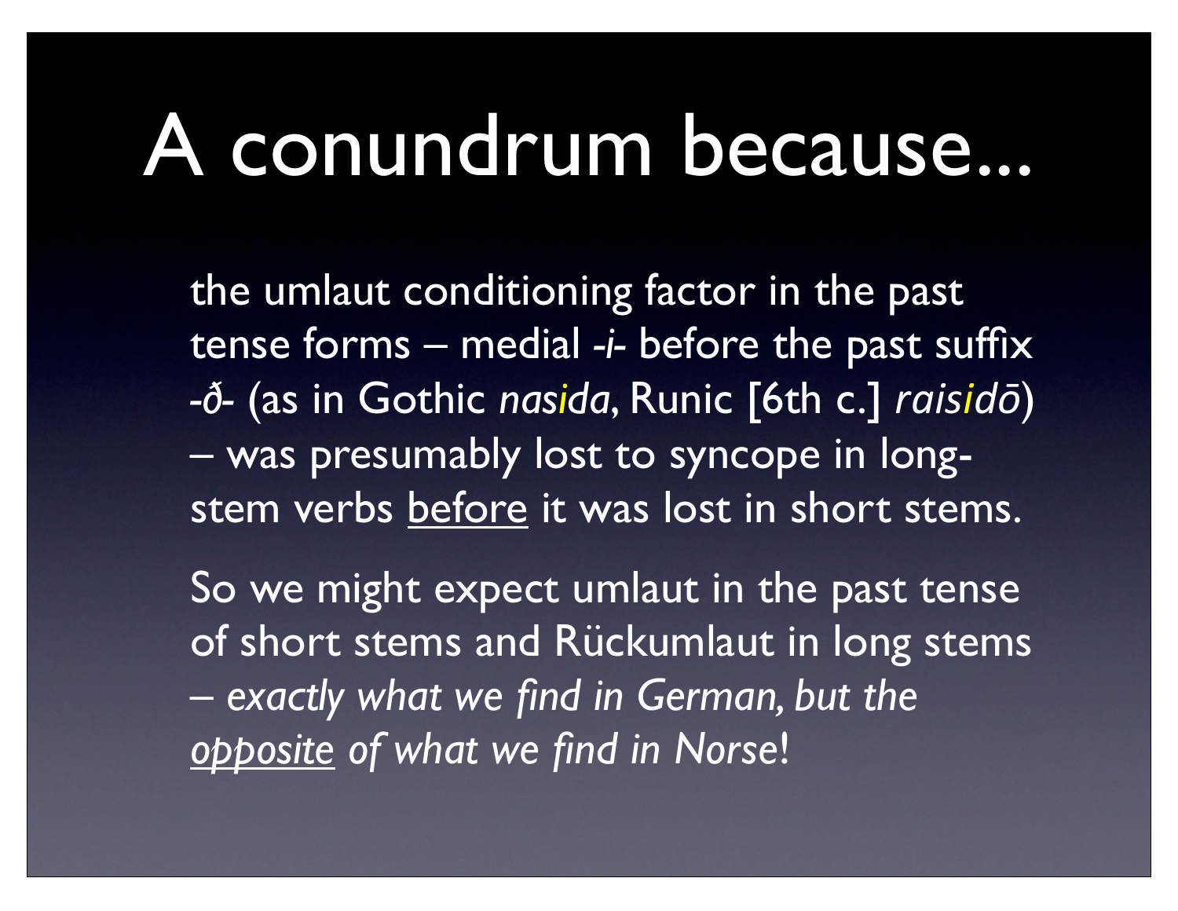# A conundrum because...

the umlaut conditioning factor in the past tense forms – medial *-i-* before the past suffix *-ð-* (as in Gothic *nasida*, Runic [6th c.] *raisidō*) – was presumably lost to syncope in long-stem verbs <u>before</u> it was lost in short stems.

So we might expect umlaut in the past tense of short stems and Rückumlaut in long stems – *exactly what we find in German, but the <u>opposite</u> of what we find in Norse*!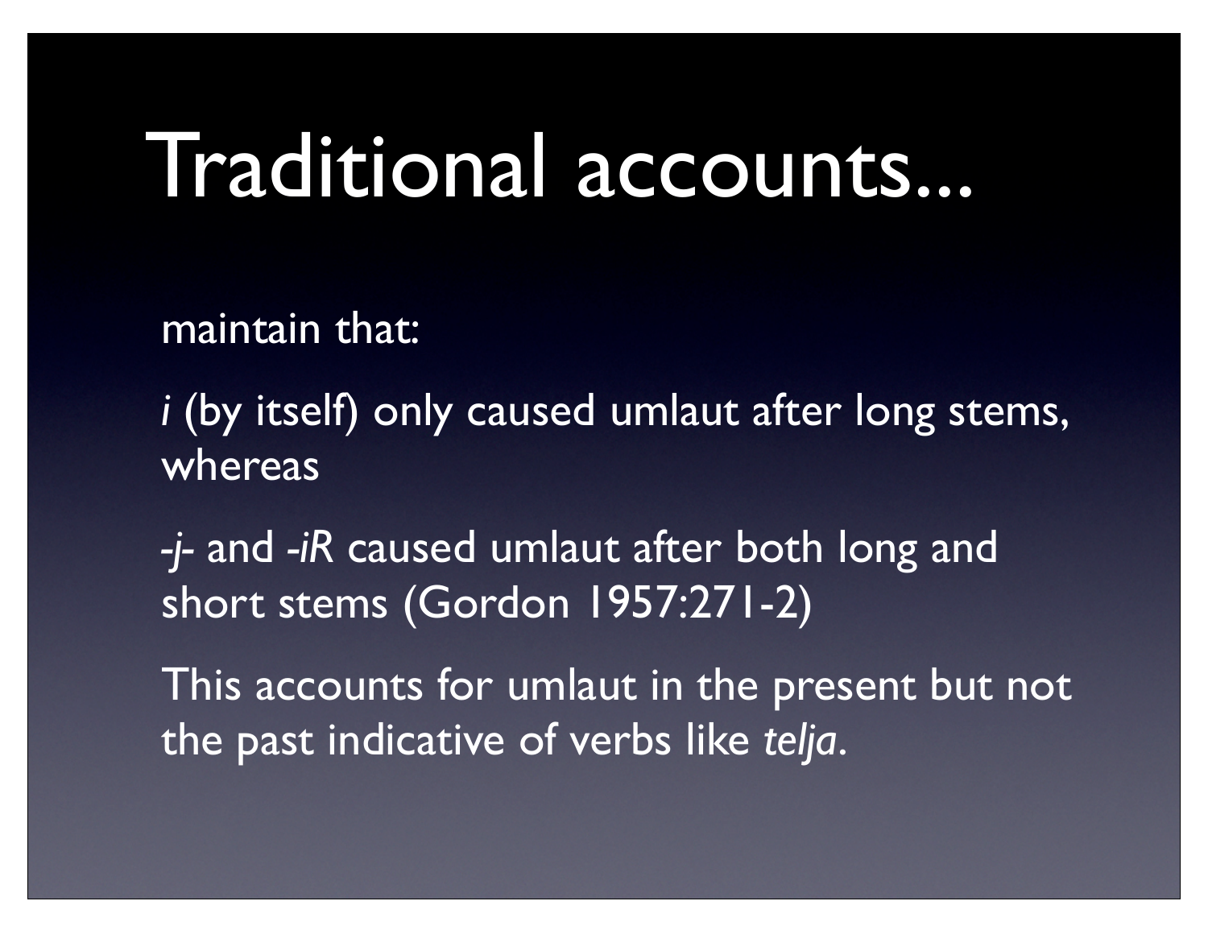# Traditional accounts...

maintain that:

*i* (by itself) only caused umlaut after long stems, whereas

*-j-* and *-iR* caused umlaut after both long and short stems (Gordon 1957:271-2)

This accounts for umlaut in the present but not the past indicative of verbs like *telja*.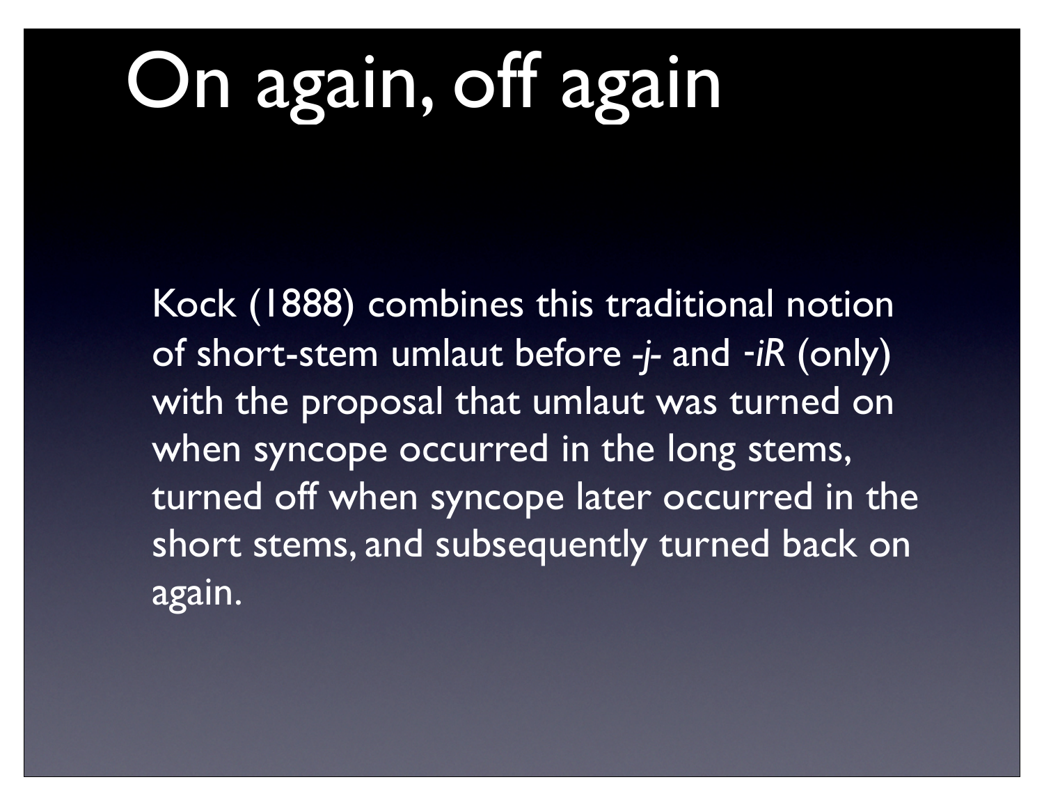# On again, off again

Kock (1888) combines this traditional notion of short-stem umlaut before *-j-* and *-iR* (only) with the proposal that umlaut was turned on when syncope occurred in the long stems, turned off when syncope later occurred in the short stems, and subsequently turned back on again.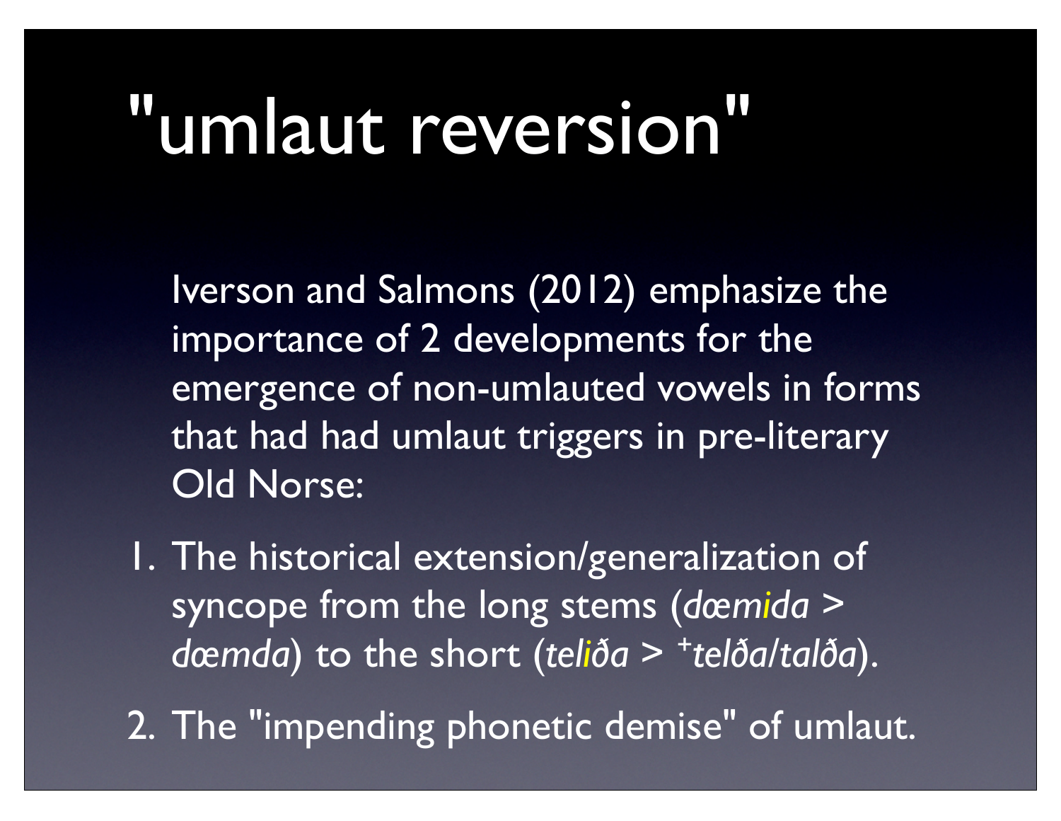# "umlaut reversion"

Iverson and Salmons (2012) emphasize the importance of 2 developments for the emergence of non-umlauted vowels in forms that had had umlaut triggers in pre-literary Old Norse:

1. The historical extension/generalization of syncope from the long stems (*dœmida* > *dœmda*) to the short (*teliða* > +*telða*/*talða*).
2. The "impending phonetic demise" of umlaut.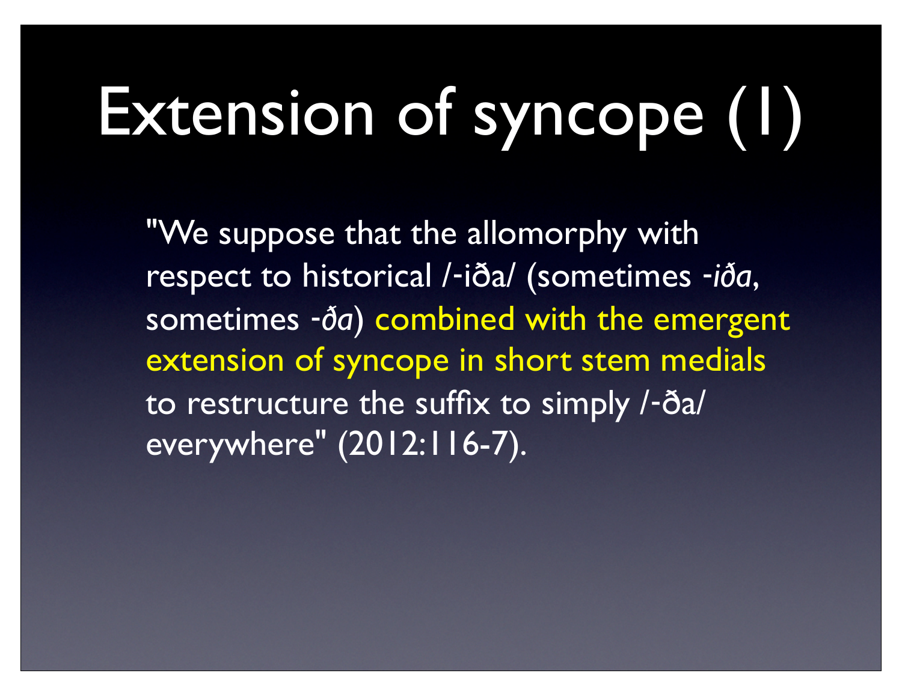# Extension of syncope (1)

"We suppose that the allomorphy with respect to historical /-iða/ (sometimes *-iða*, sometimes *-ða*) combined with the emergent extension of syncope in short stem medials to restructure the suffix to simply /-ða/ everywhere" (2012:116-7).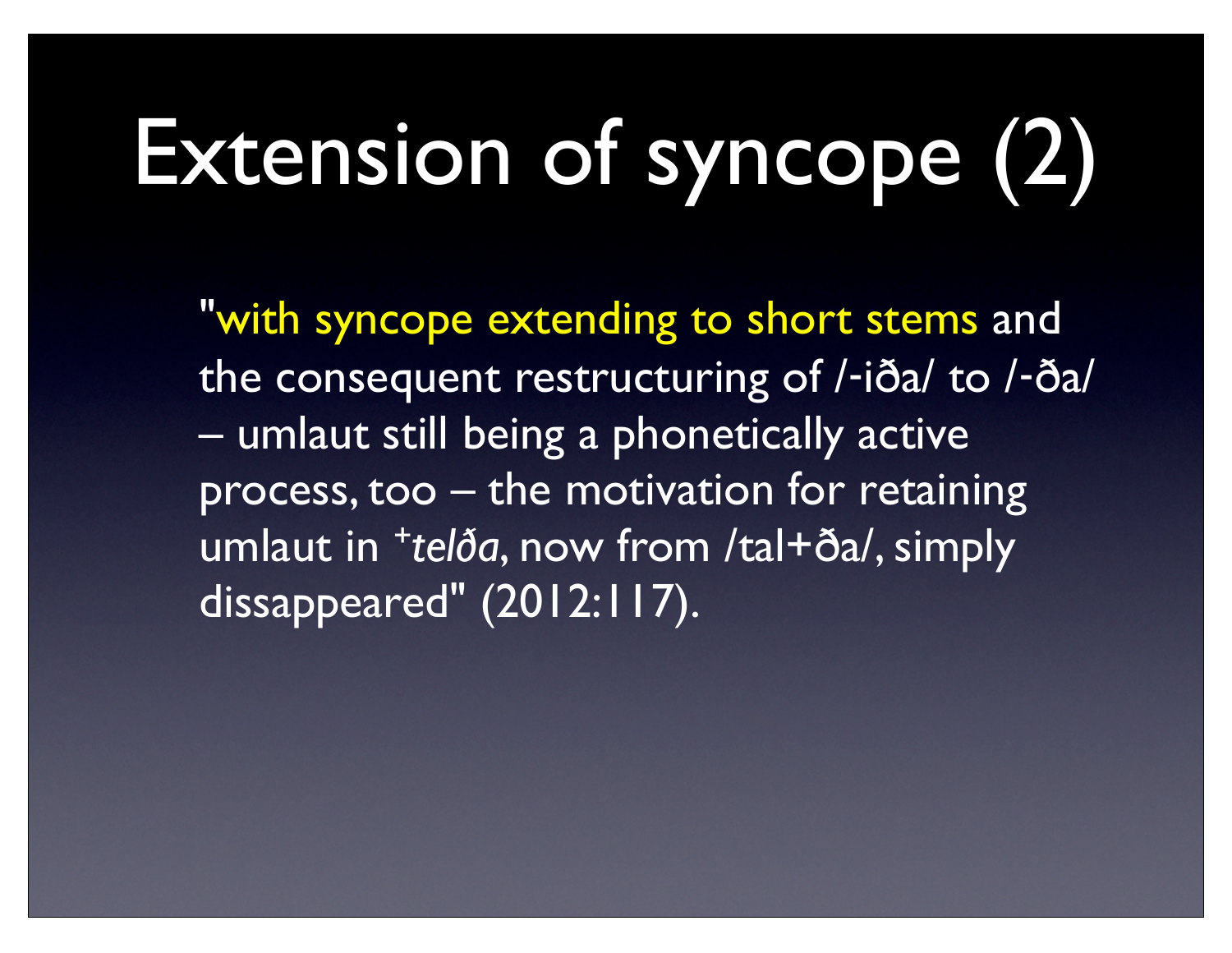# Extension of syncope (2)

"with syncope extending to short stems and the consequent restructuring of /-iða/ to /-ða/ – umlaut still being a phonetically active process, too – the motivation for retaining umlaut in +*telða*, now from /tal+ða/, simply dissappeared" (2012:117).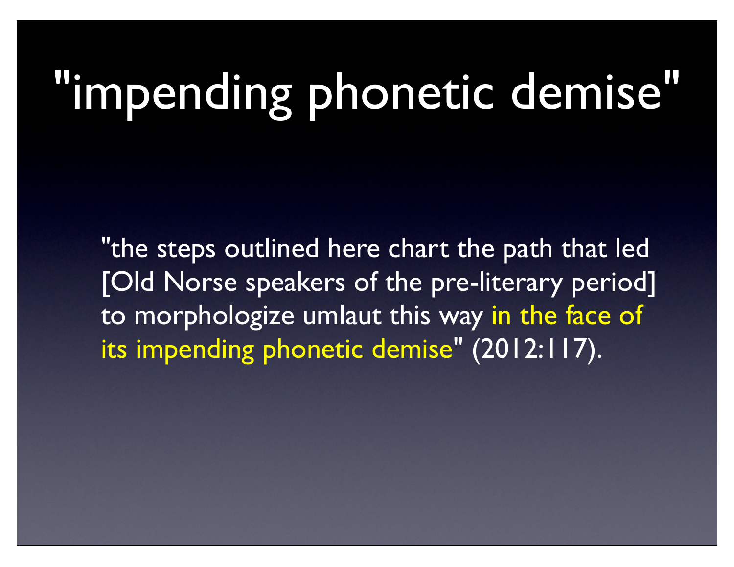# "impending phonetic demise"

"the steps outlined here chart the path that led [Old Norse speakers of the pre-literary period] to morphologize umlaut this way in the face of its impending phonetic demise" (2012:117).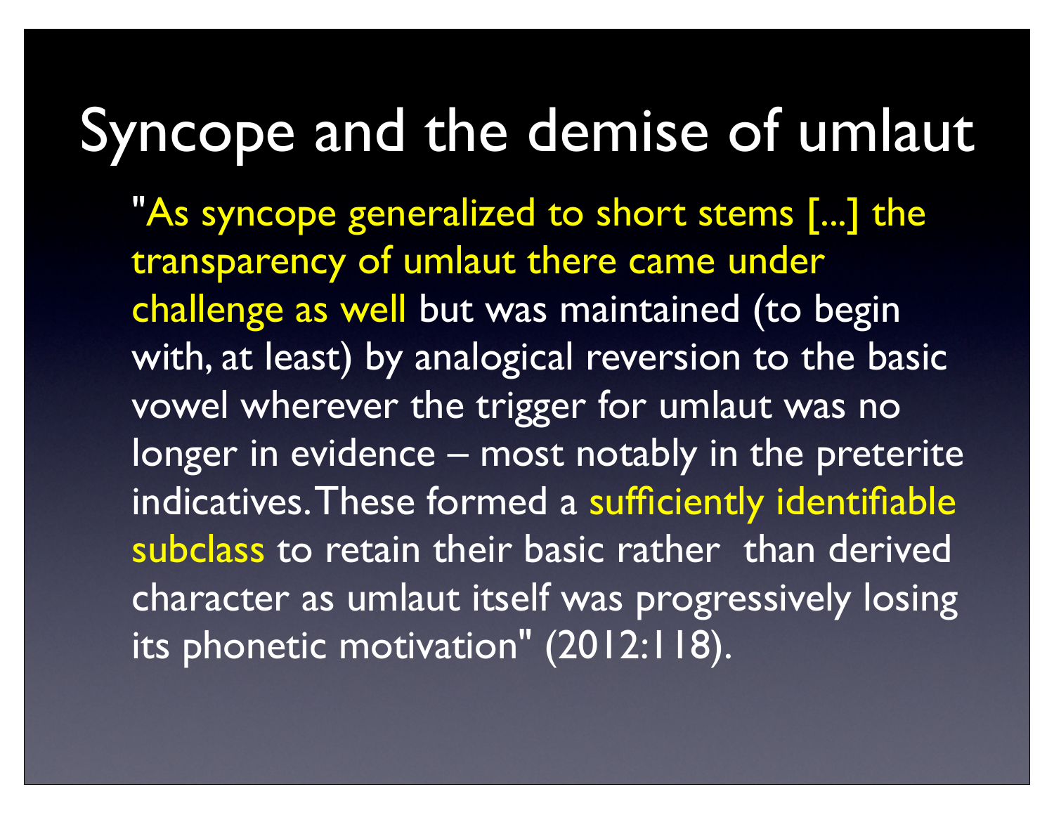# Syncope and the demise of umlaut

"As syncope generalized to short stems [...] the transparency of umlaut there came under challenge as well but was maintained (to begin with, at least) by analogical reversion to the basic vowel wherever the trigger for umlaut was no longer in evidence – most notably in the preterite indicatives. These formed a sufficiently identifiable subclass to retain their basic rather than derived character as umlaut itself was progressively losing its phonetic motivation" (2012:118).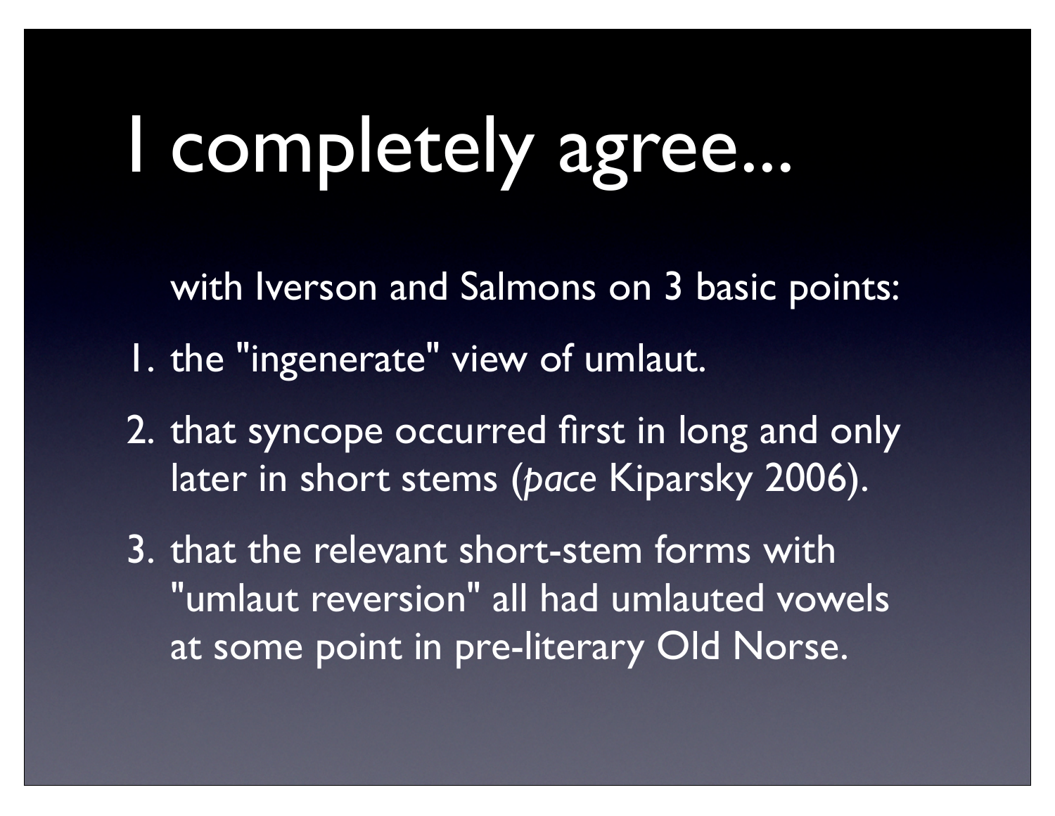# I completely agree...

with Iverson and Salmons on 3 basic points:

1. the "ingenerate" view of umlaut.
2. that syncope occurred first in long and only later in short stems (*pace* Kiparsky 2006).
3. that the relevant short-stem forms with "umlaut reversion" all had umlauted vowels at some point in pre-literary Old Norse.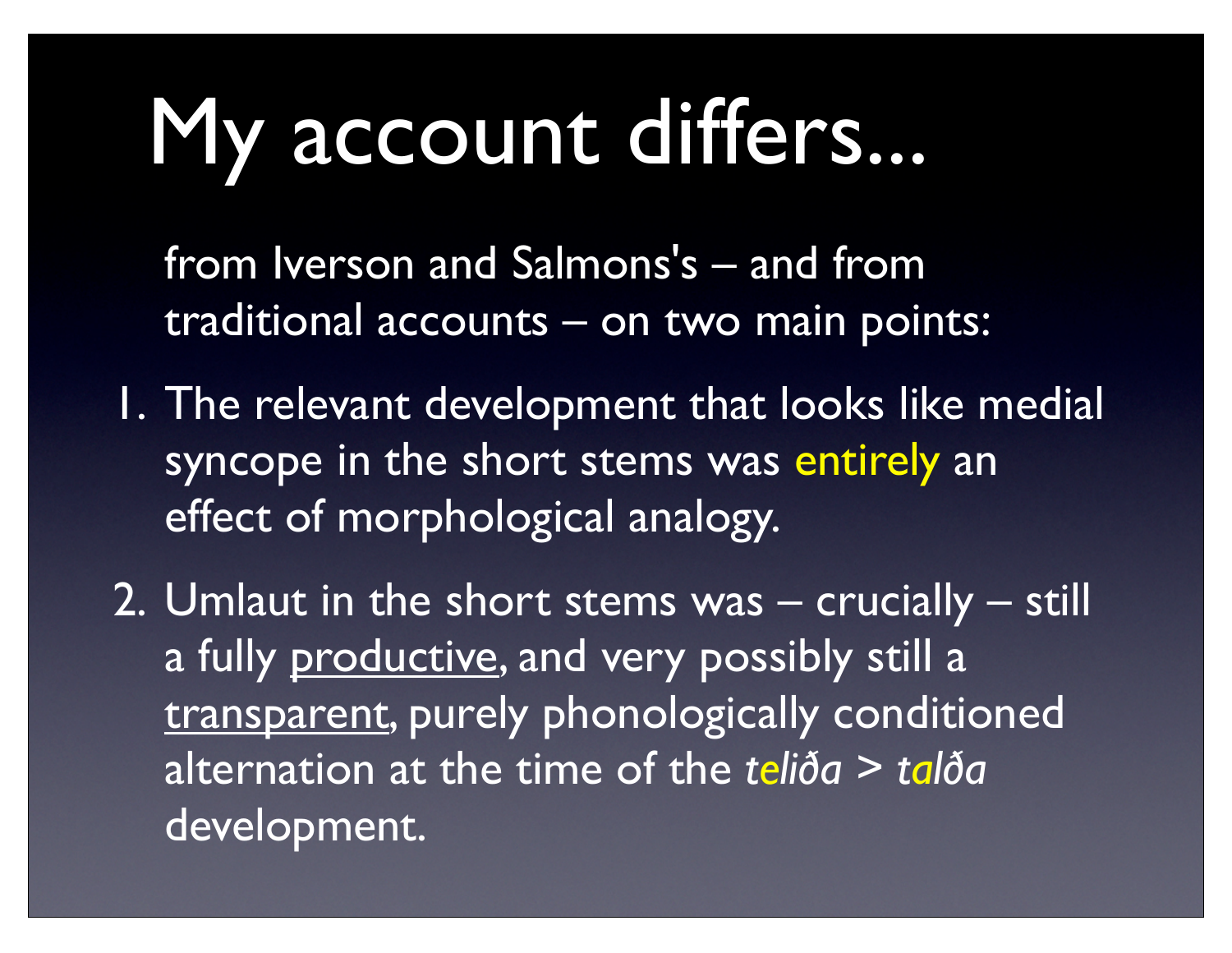# My account differs...

from Iverson and Salmons's – and from traditional accounts – on two main points:

1. The relevant development that looks like medial syncope in the short stems was entirely an effect of morphological analogy.
2. Umlaut in the short stems was – crucially – still a fully productive, and very possibly still a transparent, purely phonologically conditioned alternation at the time of the *teliða* > *talða* development.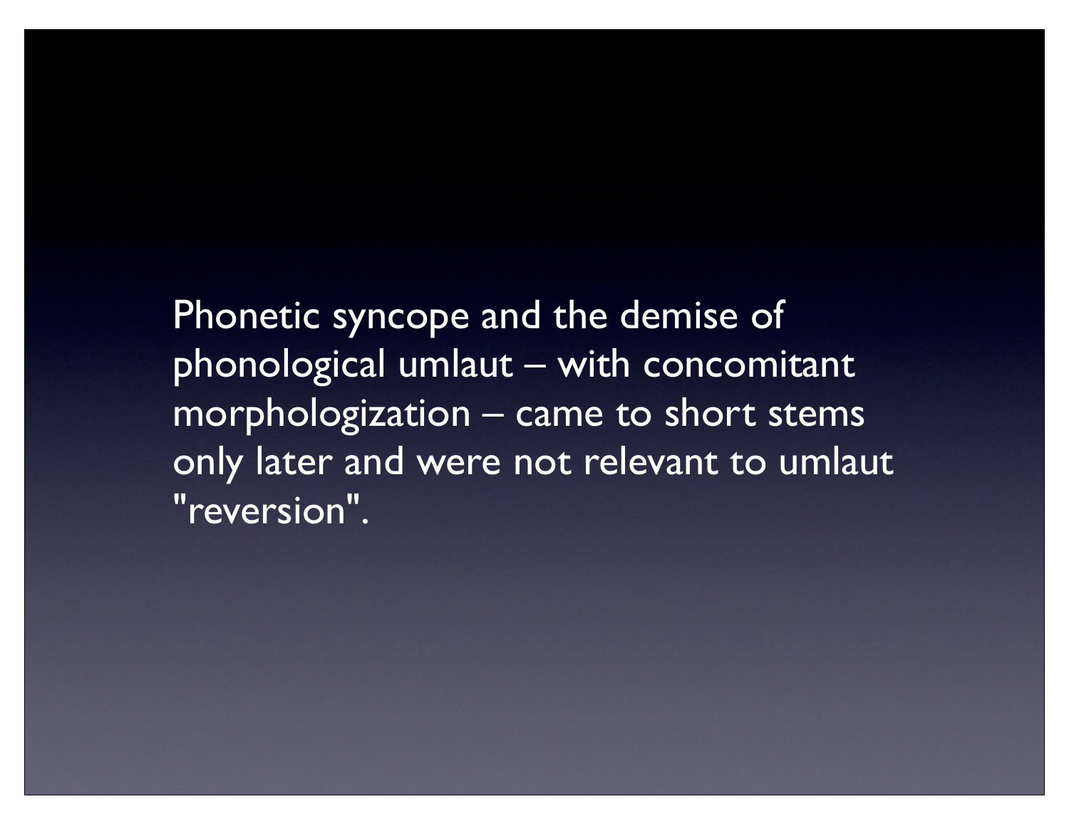Phonetic syncope and the demise of phonological umlaut – with concomitant morphologization – came to short stems only later and were not relevant to umlaut "reversion".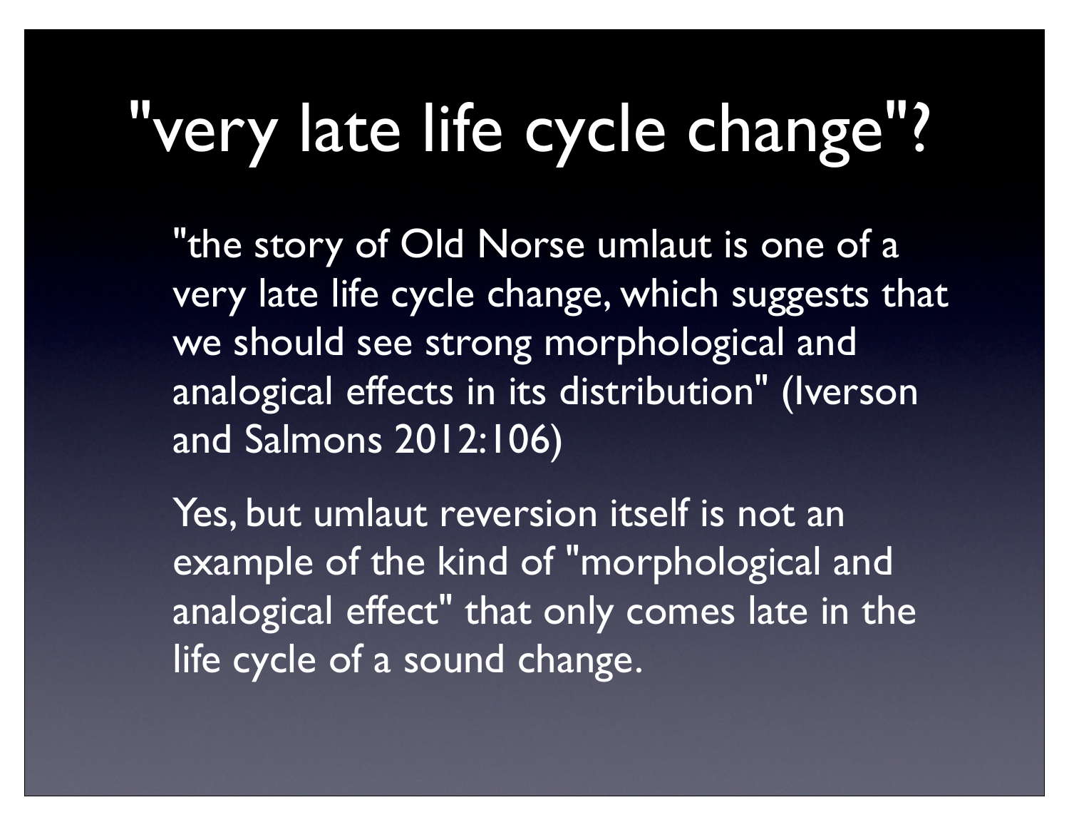# "very late life cycle change"?

"the story of Old Norse umlaut is one of a very late life cycle change, which suggests that we should see strong morphological and analogical effects in its distribution" (Iverson and Salmons 2012:106)

Yes, but umlaut reversion itself is not an example of the kind of "morphological and analogical effect" that only comes late in the life cycle of a sound change.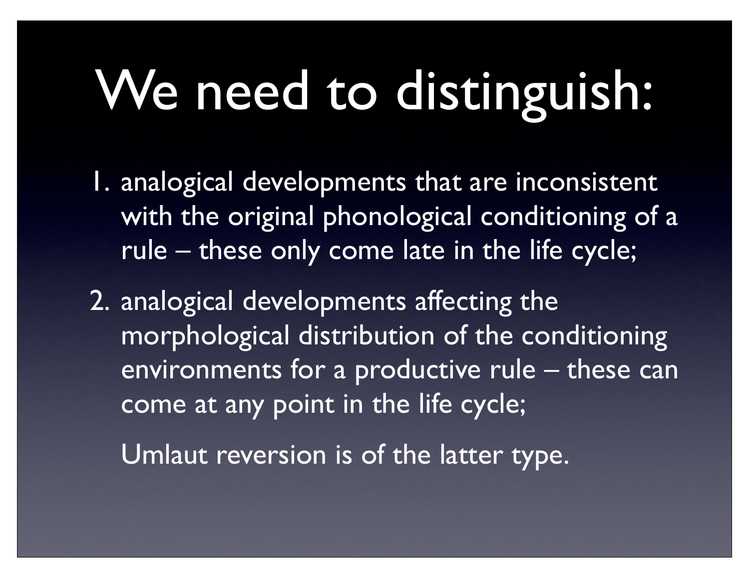# We need to distinguish:

1. analogical developments that are inconsistent with the original phonological conditioning of a rule – these only come late in the life cycle;

2. analogical developments affecting the morphological distribution of the conditioning environments for a productive rule – these can come at any point in the life cycle;

   Umlaut reversion is of the latter type.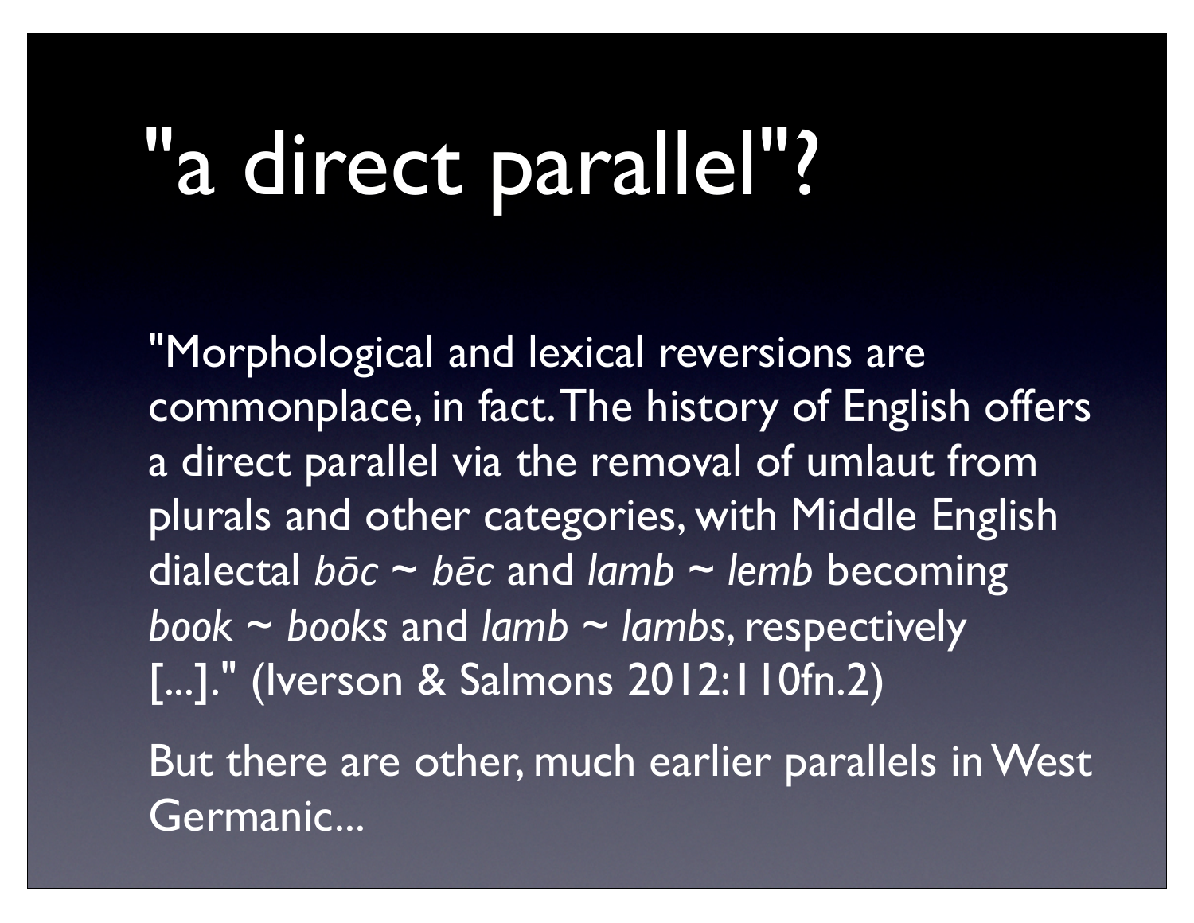# "a direct parallel"?

"Morphological and lexical reversions are commonplace, in fact. The history of English offers a direct parallel via the removal of umlaut from plurals and other categories, with Middle English dialectal *bōc* ~ *bēc* and *lamb* ~ *lemb* becoming *book* ~ *books* and *lamb* ~ *lambs*, respectively [...]." (Iverson & Salmons 2012:110fn.2)

But there are other, much earlier parallels in West Germanic...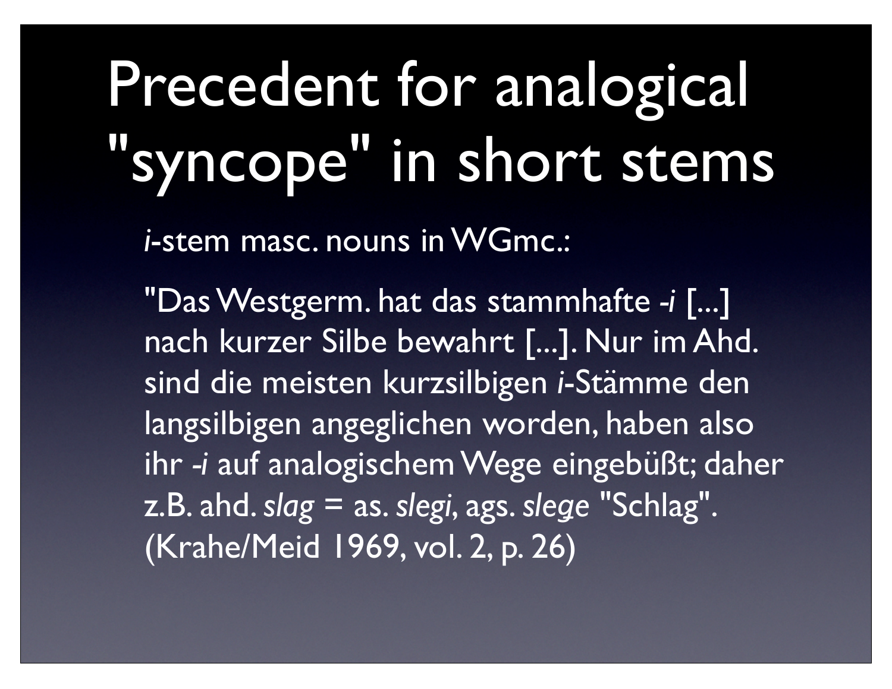# Precedent for analogical "syncope" in short stems

*i*-stem masc. nouns in WGmc.:

"Das Westgerm. hat das stammhafte *-i* [...] nach kurzer Silbe bewahrt [...]. Nur im Ahd. sind die meisten kurzsilbigen *i*-Stämme den langsilbigen angeglichen worden, haben also ihr *-i* auf analogischem Wege eingebüßt; daher z.B. ahd. *slag* = as. *slegi*, ags. *slege* "Schlag". (Krahe/Meid 1969, vol. 2, p. 26)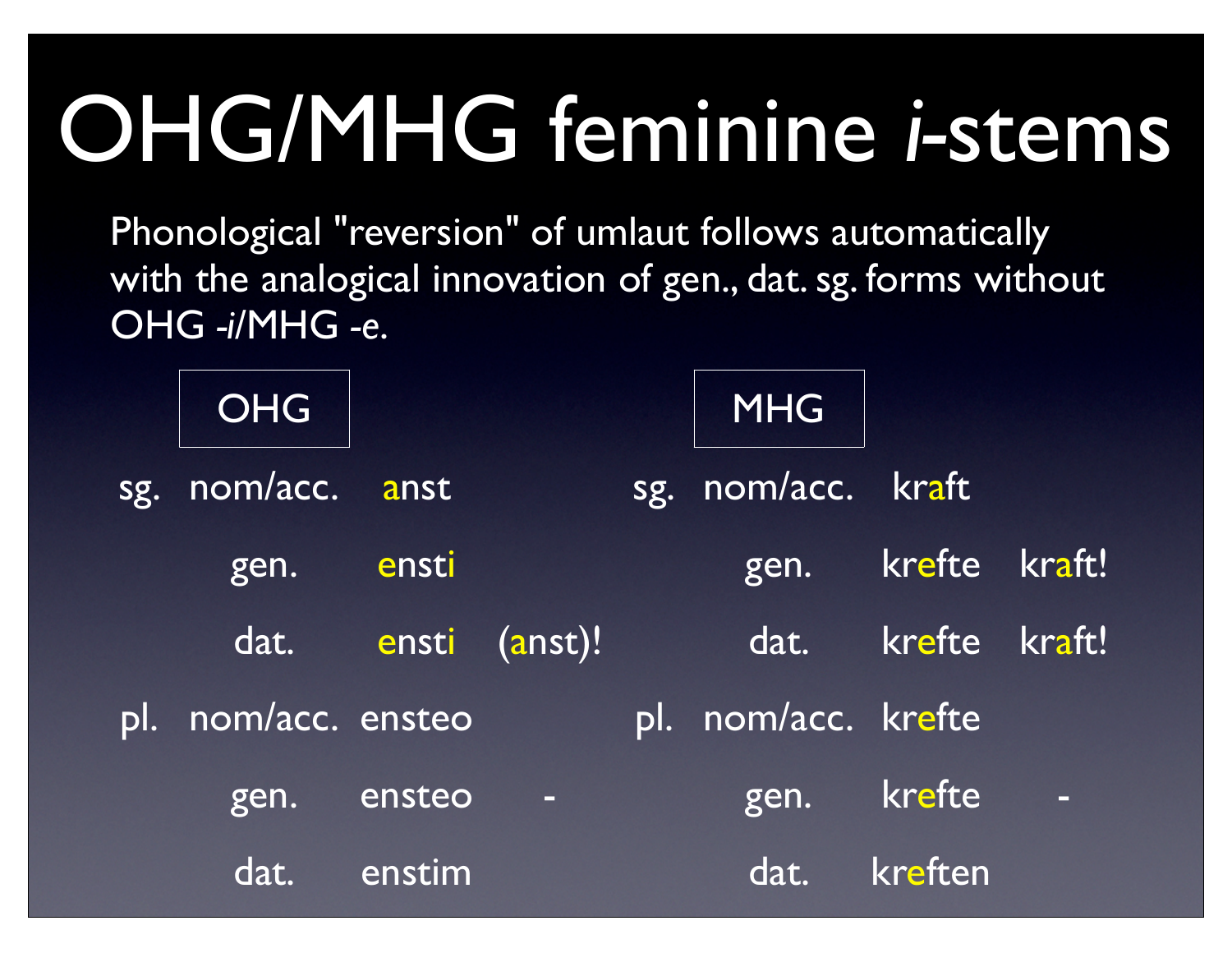# OHG/MHG feminine *i*-stems

Phonological "reversion" of umlaut follows automatically with the analogical innovation of gen., dat. sg. forms without OHG -*i*/MHG -*e*.

| | OHG | | | | | MHG | | |
|---|---|---|---|---|---|---|---|---|
| sg. | nom/acc. | anst | | | sg. | nom/acc. | kraft | |
| | gen. | ensti | | | | gen. | krefte | kraft! |
| | dat. | ensti | (anst)! | | | dat. | krefte | kraft! |
| pl. | nom/acc. | ensteo | | | pl. | nom/acc. | krefte | |
| | gen. | ensteo | - | | | gen. | krefte | - |
| | dat. | enstim | | | | dat. | kreften | |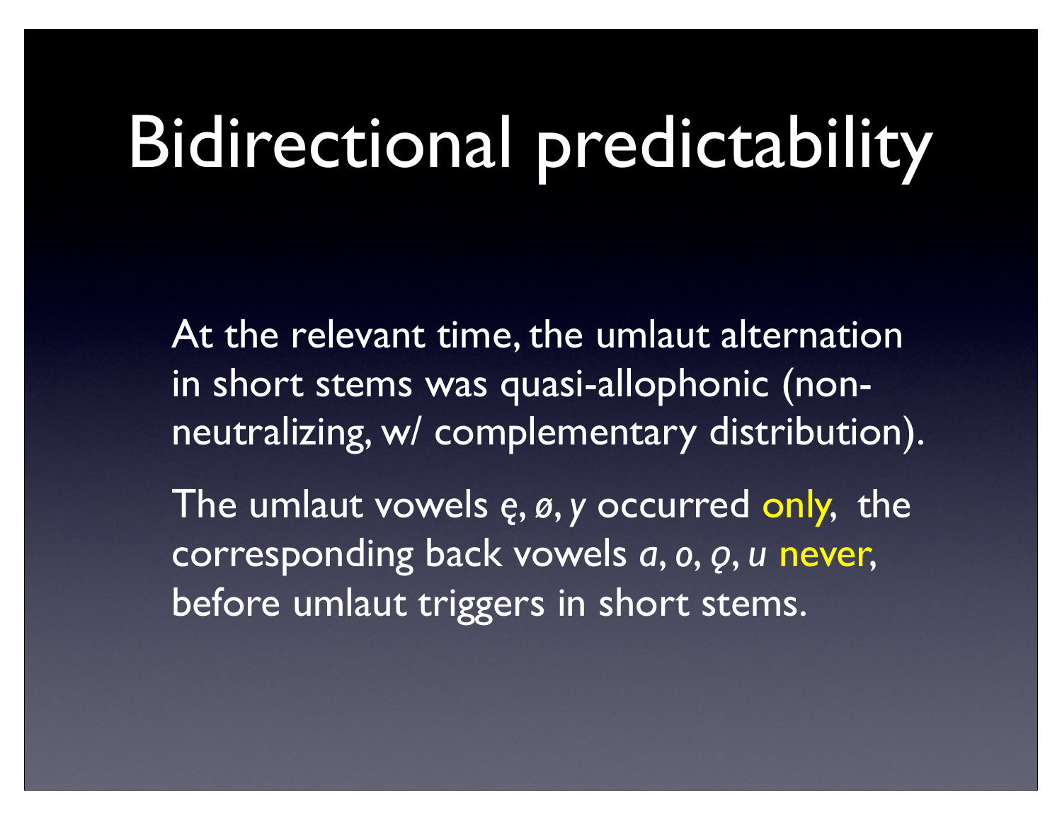# Bidirectional predictability

At the relevant time, the umlaut alternation in short stems was quasi-allophonic (non-neutralizing, w/ complementary distribution).

The umlaut vowels *ę*, *ø*, *y* occurred only, the corresponding back vowels *a*, *o*, *ǫ*, *u* never, before umlaut triggers in short stems.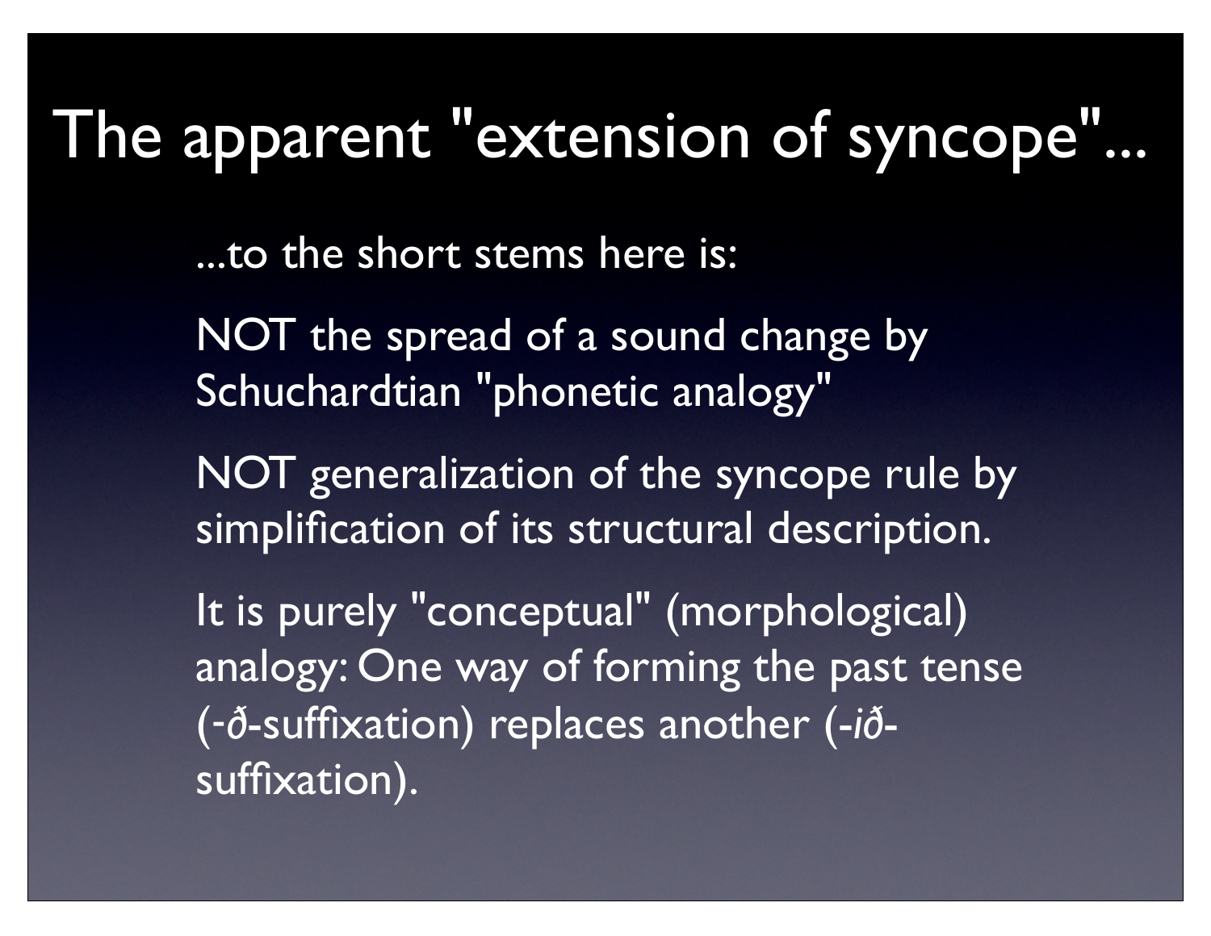# The apparent "extension of syncope"...

...to the short stems here is:

NOT the spread of a sound change by Schuchardtian "phonetic analogy"

NOT generalization of the syncope rule by simplification of its structural description.

It is purely "conceptual" (morphological) analogy: One way of forming the past tense (-*ð*-suffixation) replaces another (-*ið*-suffixation).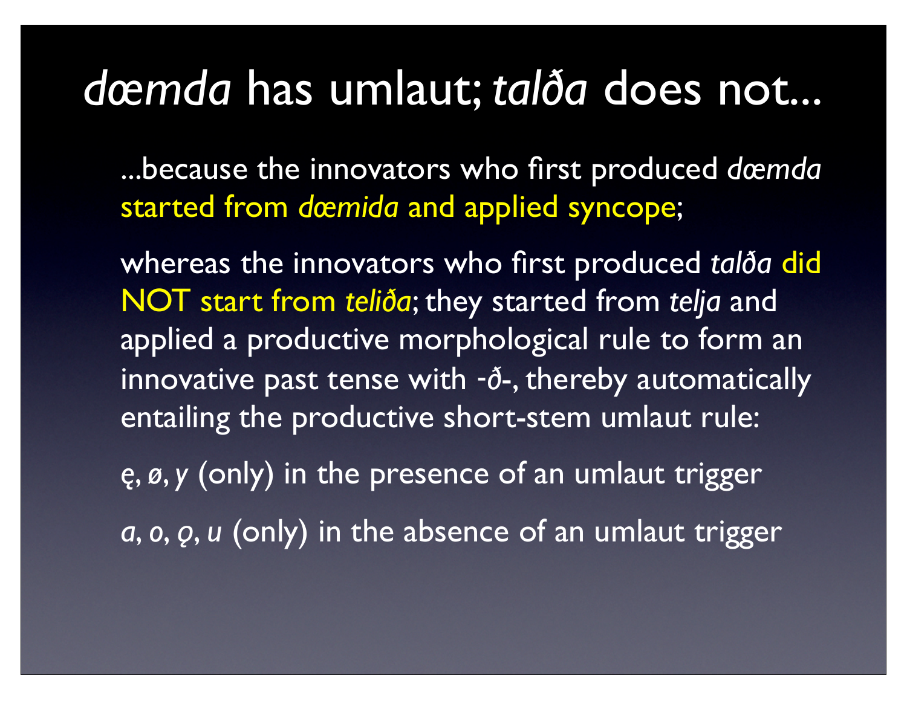# *dœmda* has umlaut; *talða* does not...

...because the innovators who first produced *dœmda* started from *dœmida* and applied syncope;

whereas the innovators who first produced *talða* did NOT start from *teliða*; they started from *telja* and applied a productive morphological rule to form an innovative past tense with -*ð*-, thereby automatically entailing the productive short-stem umlaut rule:

*ę*, *ø*, *y* (only) in the presence of an umlaut trigger

*a*, *o*, *ǫ*, *u* (only) in the absence of an umlaut trigger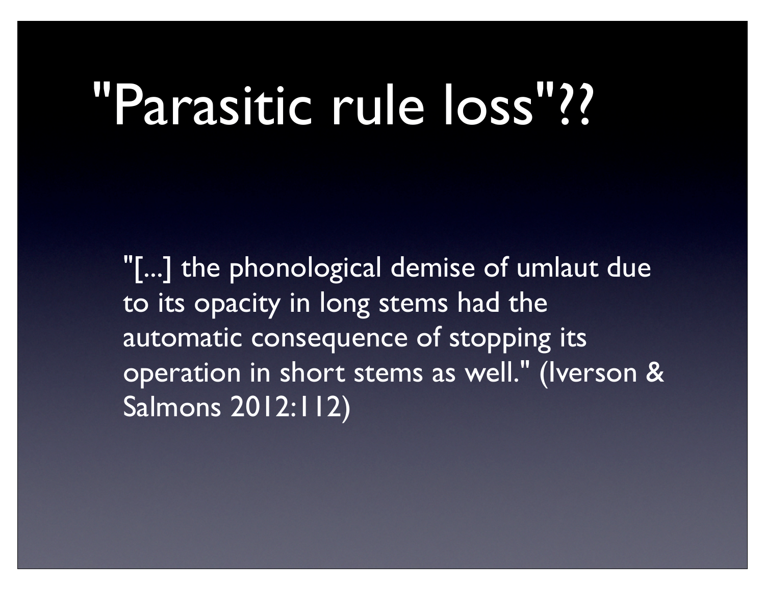# "Parasitic rule loss"??

"[...] the phonological demise of umlaut due to its opacity in long stems had the automatic consequence of stopping its operation in short stems as well." (Iverson & Salmons 2012:112)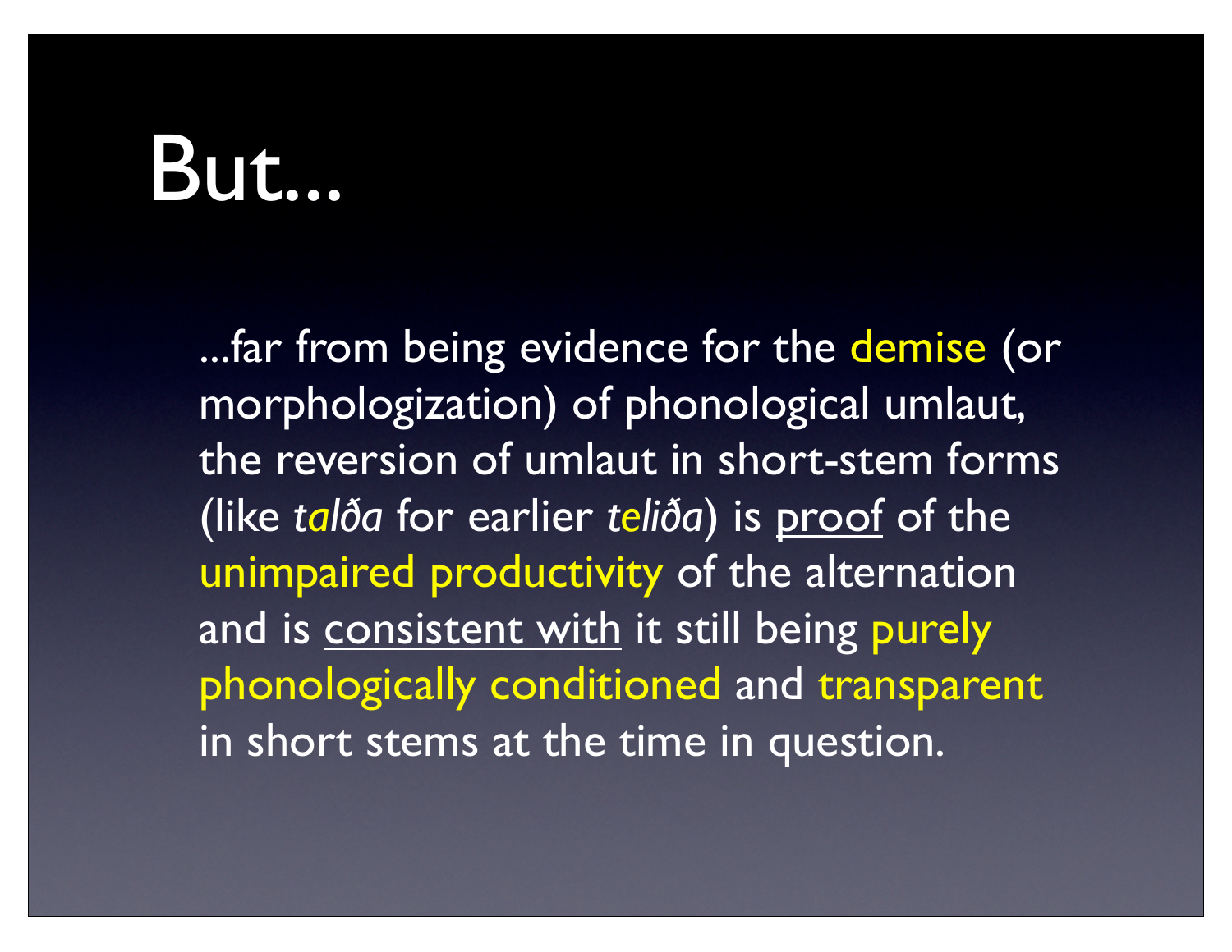# But...

...far from being evidence for the demise (or morphologization) of phonological umlaut, the reversion of umlaut in short-stem forms (like *talða* for earlier *teliða*) is <u>proof</u> of the unimpaired productivity of the alternation and is <u>consistent with</u> it still being purely phonologically conditioned and transparent in short stems at the time in question.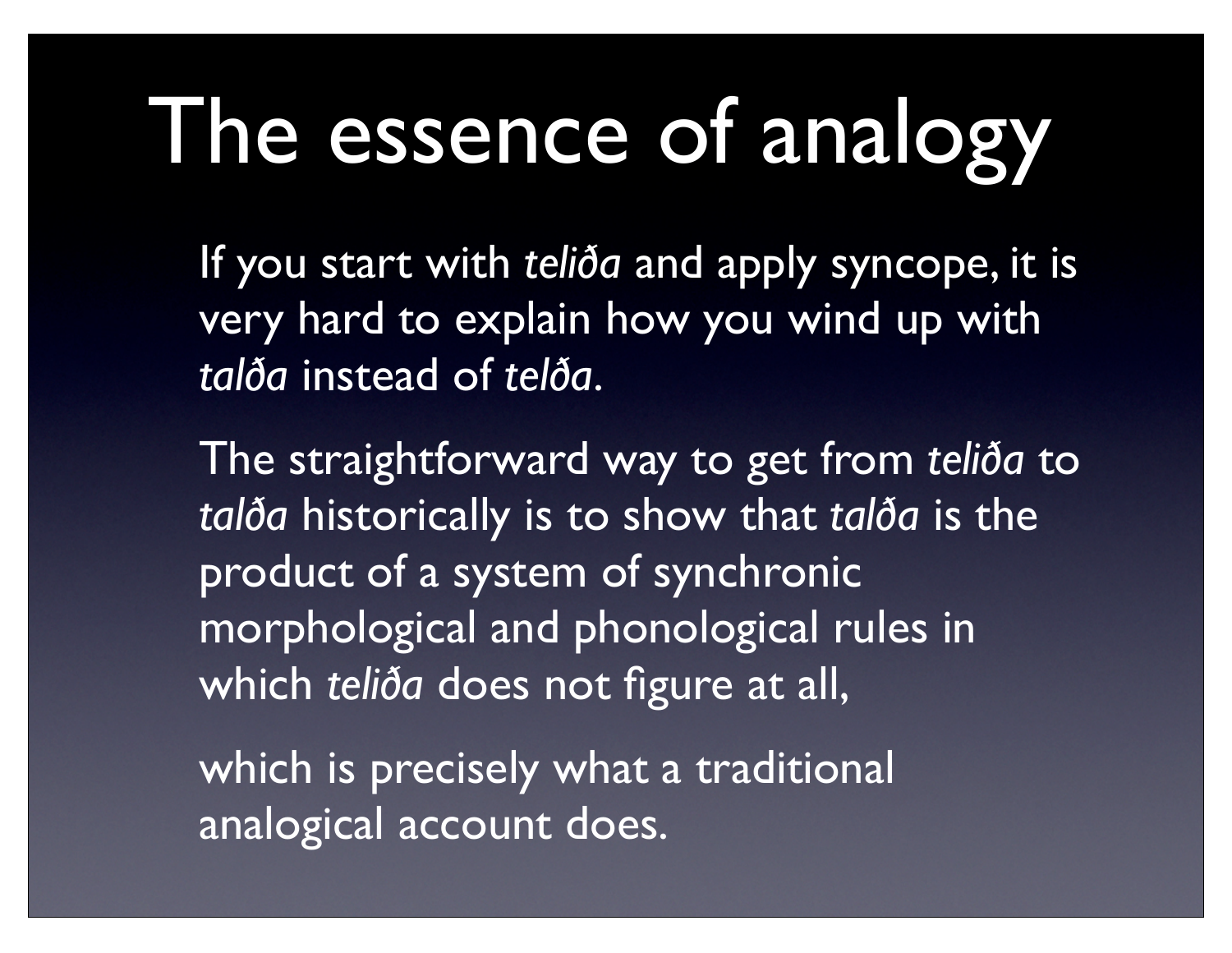# The essence of analogy

If you start with *teliða* and apply syncope, it is very hard to explain how you wind up with *talða* instead of *telða*.

The straightforward way to get from *teliða* to *talða* historically is to show that *talða* is the product of a system of synchronic morphological and phonological rules in which *teliða* does not figure at all,

which is precisely what a traditional analogical account does.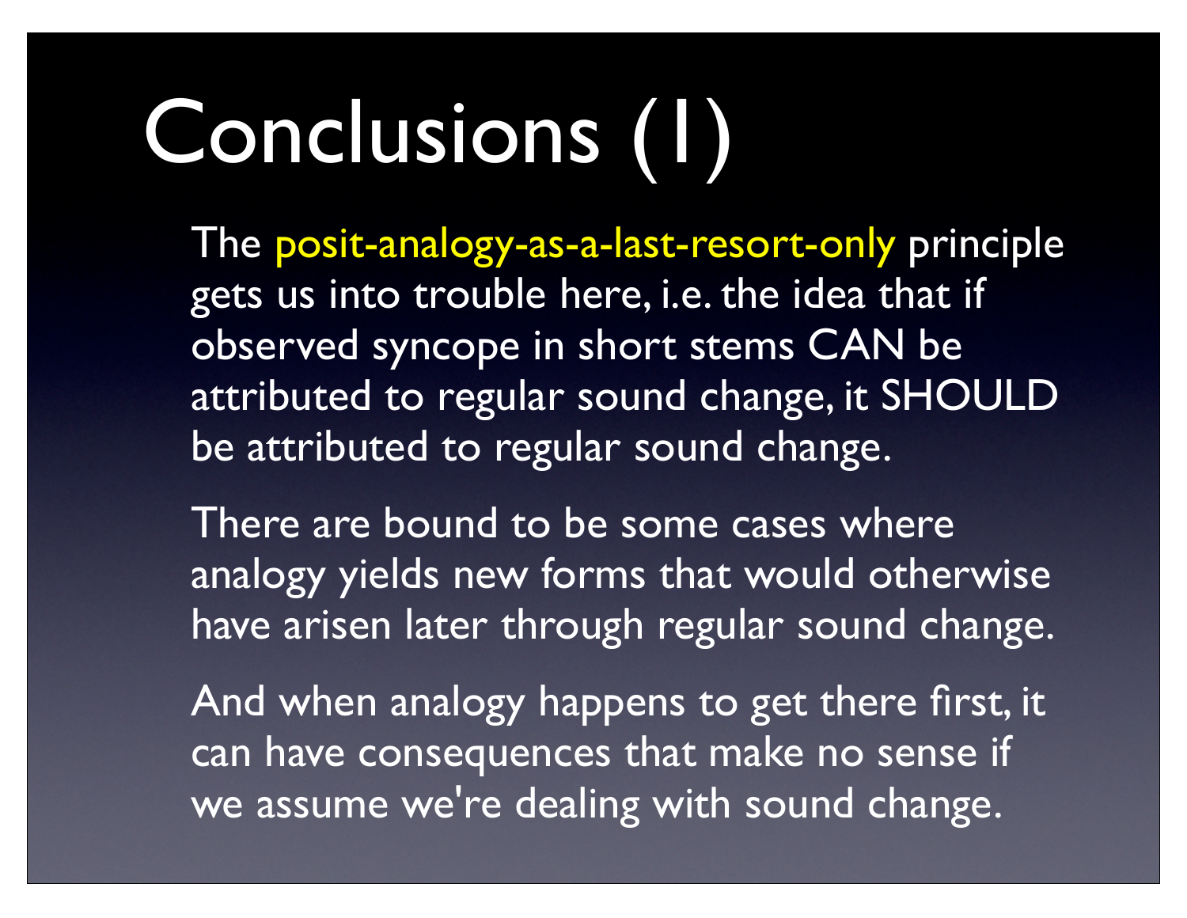# Conclusions (1)

The posit-analogy-as-a-last-resort-only principle gets us into trouble here, i.e. the idea that if observed syncope in short stems CAN be attributed to regular sound change, it SHOULD be attributed to regular sound change.

There are bound to be some cases where analogy yields new forms that would otherwise have arisen later through regular sound change.

And when analogy happens to get there first, it can have consequences that make no sense if we assume we're dealing with sound change.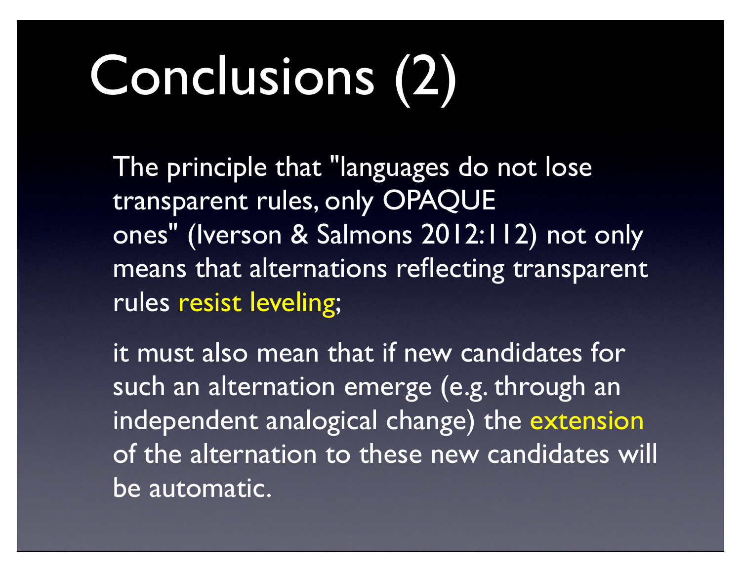# Conclusions (2)

The principle that "languages do not lose transparent rules, only OPAQUE ones" (Iverson & Salmons 2012:112) not only means that alternations reflecting transparent rules resist leveling;

it must also mean that if new candidates for such an alternation emerge (e.g. through an independent analogical change) the extension of the alternation to these new candidates will be automatic.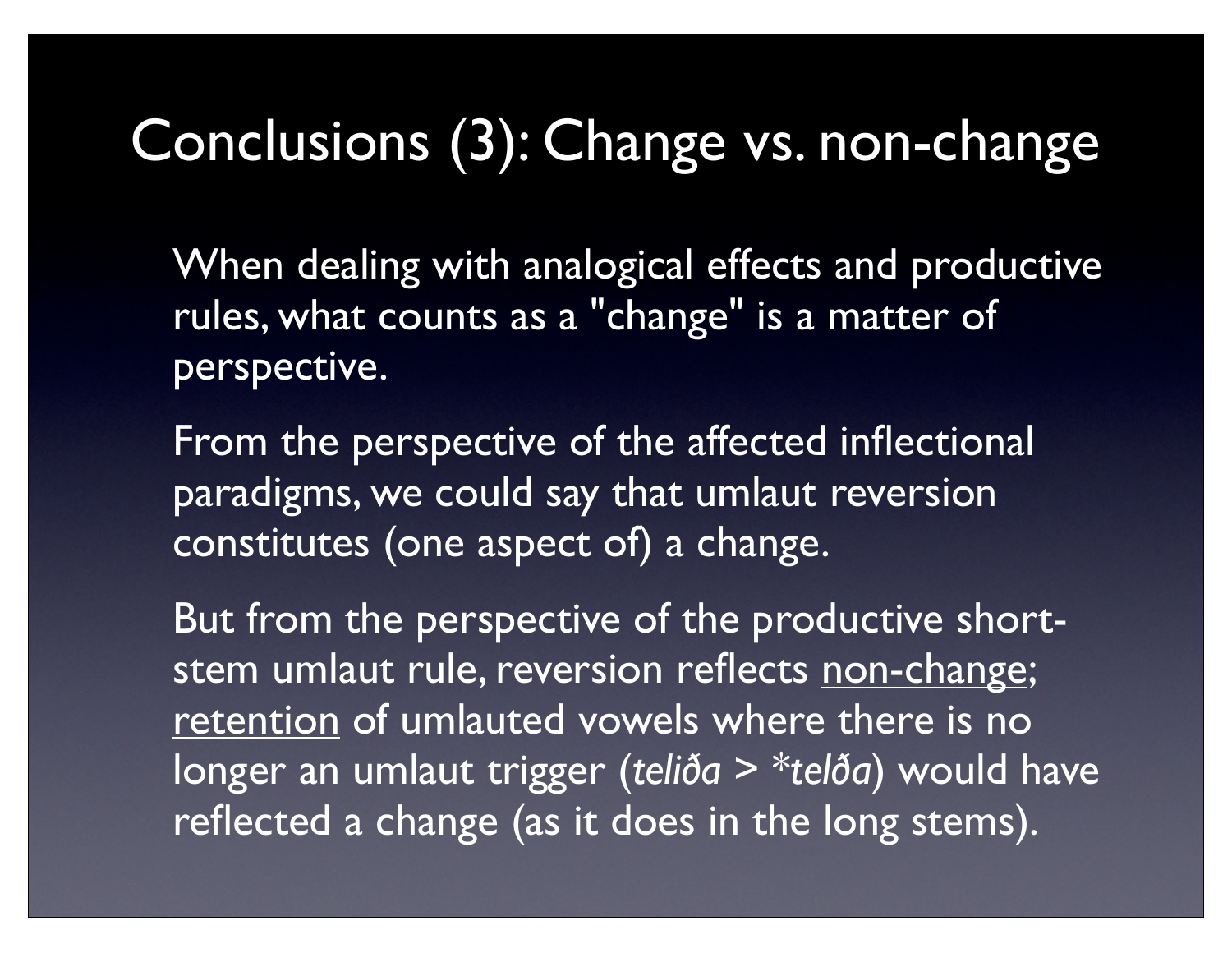# Conclusions (3): Change vs. non-change

When dealing with analogical effects and productive rules, what counts as a "change" is a matter of perspective.

From the perspective of the affected inflectional paradigms, we could say that umlaut reversion constitutes (one aspect of) a change.

But from the perspective of the productive short-stem umlaut rule, reversion reflects <u>non-change</u>; <u>retention</u> of umlauted vowels where there is no longer an umlaut trigger (*teliða* > *\*telða*) would have reflected a change (as it does in the long stems).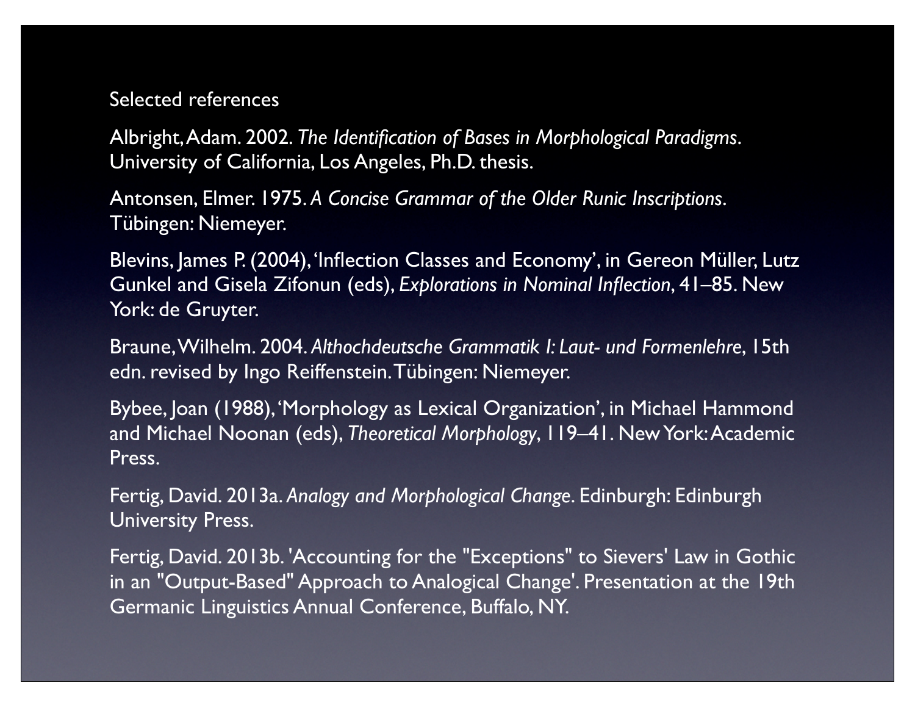## Selected references

Albright, Adam. 2002. *The Identification of Bases in Morphological Paradigms*. University of California, Los Angeles, Ph.D. thesis.

Antonsen, Elmer. 1975. *A Concise Grammar of the Older Runic Inscriptions*. Tübingen: Niemeyer.

Blevins, James P. (2004), 'Inflection Classes and Economy', in Gereon Müller, Lutz Gunkel and Gisela Zifonun (eds), *Explorations in Nominal Inflection*, 41–85. New York: de Gruyter.

Braune, Wilhelm. 2004. *Althochdeutsche Grammatik I: Laut- und Formenlehre*, 15th edn. revised by Ingo Reiffenstein. Tübingen: Niemeyer.

Bybee, Joan (1988), 'Morphology as Lexical Organization', in Michael Hammond and Michael Noonan (eds), *Theoretical Morphology*, 119–41. New York: Academic Press.

Fertig, David. 2013a. *Analogy and Morphological Change*. Edinburgh: Edinburgh University Press.

Fertig, David. 2013b. 'Accounting for the "Exceptions" to Sievers' Law in Gothic in an "Output-Based" Approach to Analogical Change'. Presentation at the 19th Germanic Linguistics Annual Conference, Buffalo, NY.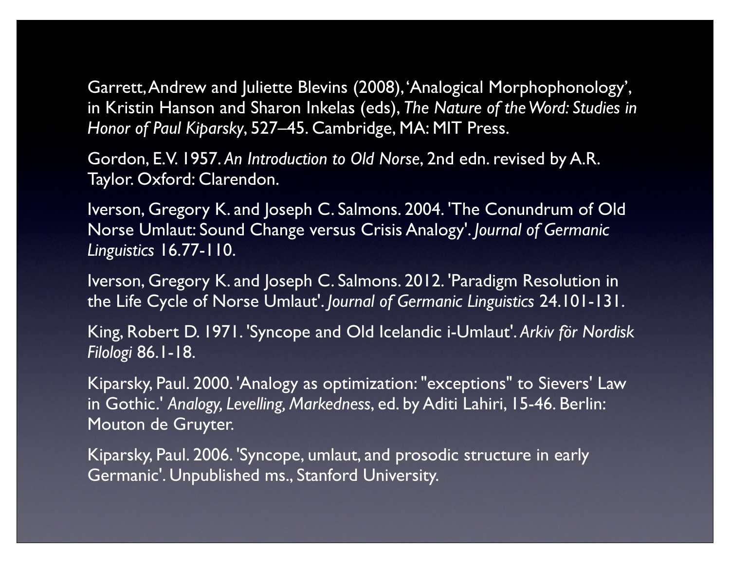Garrett, Andrew and Juliette Blevins (2008), 'Analogical Morphophonology', in Kristin Hanson and Sharon Inkelas (eds), *The Nature of the Word: Studies in Honor of Paul Kiparsky*, 527–45. Cambridge, MA: MIT Press.

Gordon, E.V. 1957. *An Introduction to Old Norse*, 2nd edn. revised by A.R. Taylor. Oxford: Clarendon.

Iverson, Gregory K. and Joseph C. Salmons. 2004. 'The Conundrum of Old Norse Umlaut: Sound Change versus Crisis Analogy'. *Journal of Germanic Linguistics* 16.77-110.

Iverson, Gregory K. and Joseph C. Salmons. 2012. 'Paradigm Resolution in the Life Cycle of Norse Umlaut'. *Journal of Germanic Linguistics* 24.101-131.

King, Robert D. 1971. 'Syncope and Old Icelandic i-Umlaut'. *Arkiv för Nordisk Filologi* 86.1-18.

Kiparsky, Paul. 2000. 'Analogy as optimization: "exceptions" to Sievers' Law in Gothic.' *Analogy, Levelling, Markedness*, ed. by Aditi Lahiri, 15-46. Berlin: Mouton de Gruyter.

Kiparsky, Paul. 2006. 'Syncope, umlaut, and prosodic structure in early Germanic'. Unpublished ms., Stanford University.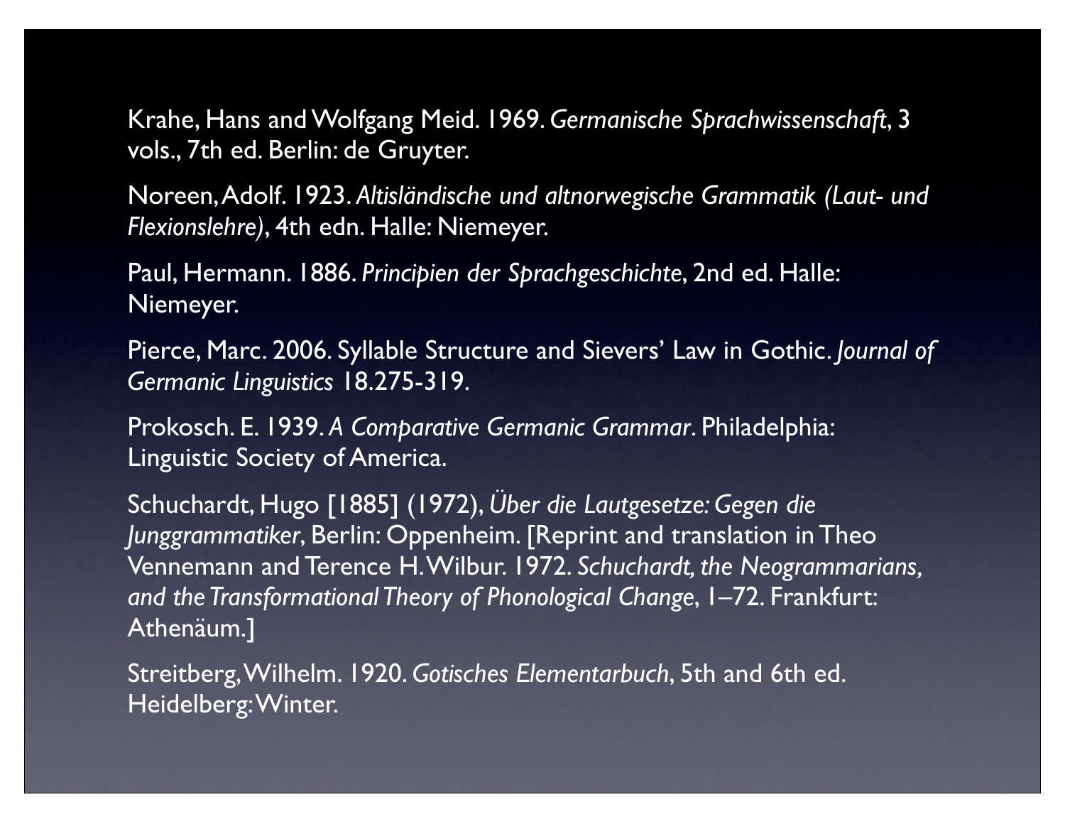Krahe, Hans and Wolfgang Meid. 1969. *Germanische Sprachwissenschaft*, 3 vols., 7th ed. Berlin: de Gruyter.

Noreen, Adolf. 1923. *Altisländische und altnorwegische Grammatik (Laut- und Flexionslehre)*, 4th edn. Halle: Niemeyer.

Paul, Hermann. 1886. *Principien der Sprachgeschichte*, 2nd ed. Halle: Niemeyer.

Pierce, Marc. 2006. Syllable Structure and Sievers' Law in Gothic. *Journal of Germanic Linguistics* 18.275-319.

Prokosch. E. 1939. *A Comparative Germanic Grammar*. Philadelphia: Linguistic Society of America.

Schuchardt, Hugo [1885] (1972), *Über die Lautgesetze: Gegen die Junggrammatiker*, Berlin: Oppenheim. [Reprint and translation in Theo Vennemann and Terence H. Wilbur. 1972. *Schuchardt, the Neogrammarians, and the Transformational Theory of Phonological Change*, 1–72. Frankfurt: Athenäum.]

Streitberg, Wilhelm. 1920. *Gotisches Elementarbuch*, 5th and 6th ed. Heidelberg: Winter.